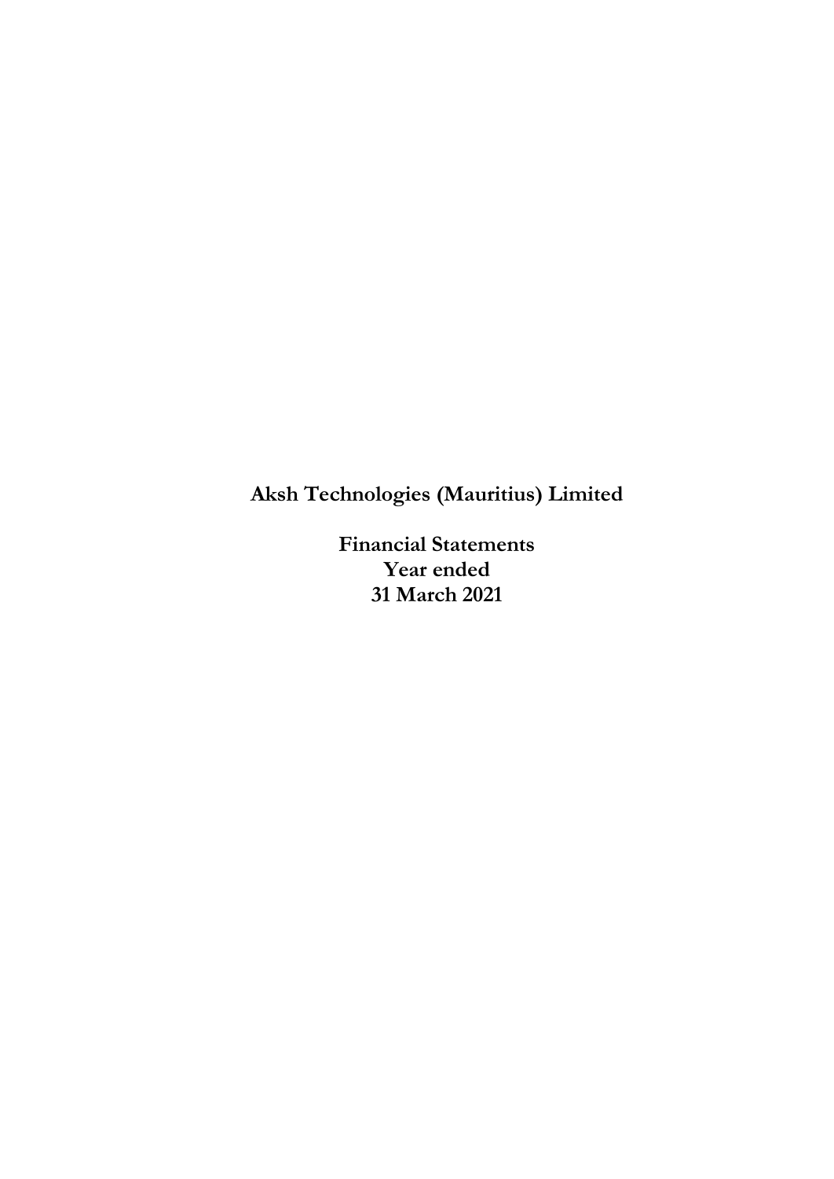# Aksh Technologies (Mauritius) Limited

**Financial Statements**
**Year ended**
**31 March 2021**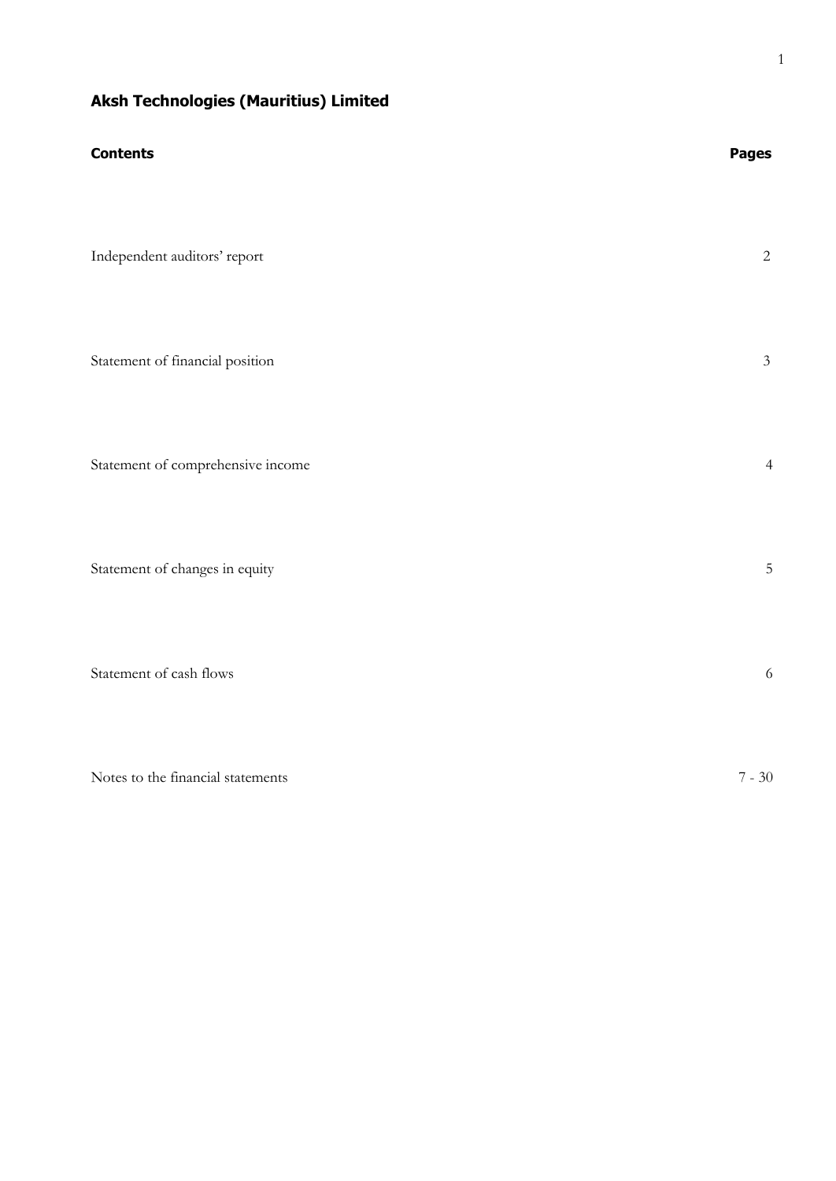# Aksh Technologies (Mauritius) Limited

| Contents | Pages |
|---|---|
| Independent auditors' report | 2 |
| Statement of financial position | 3 |
| Statement of comprehensive income | 4 |
| Statement of changes in equity | 5 |
| Statement of cash flows | 6 |
| Notes to the financial statements | 7 - 30 |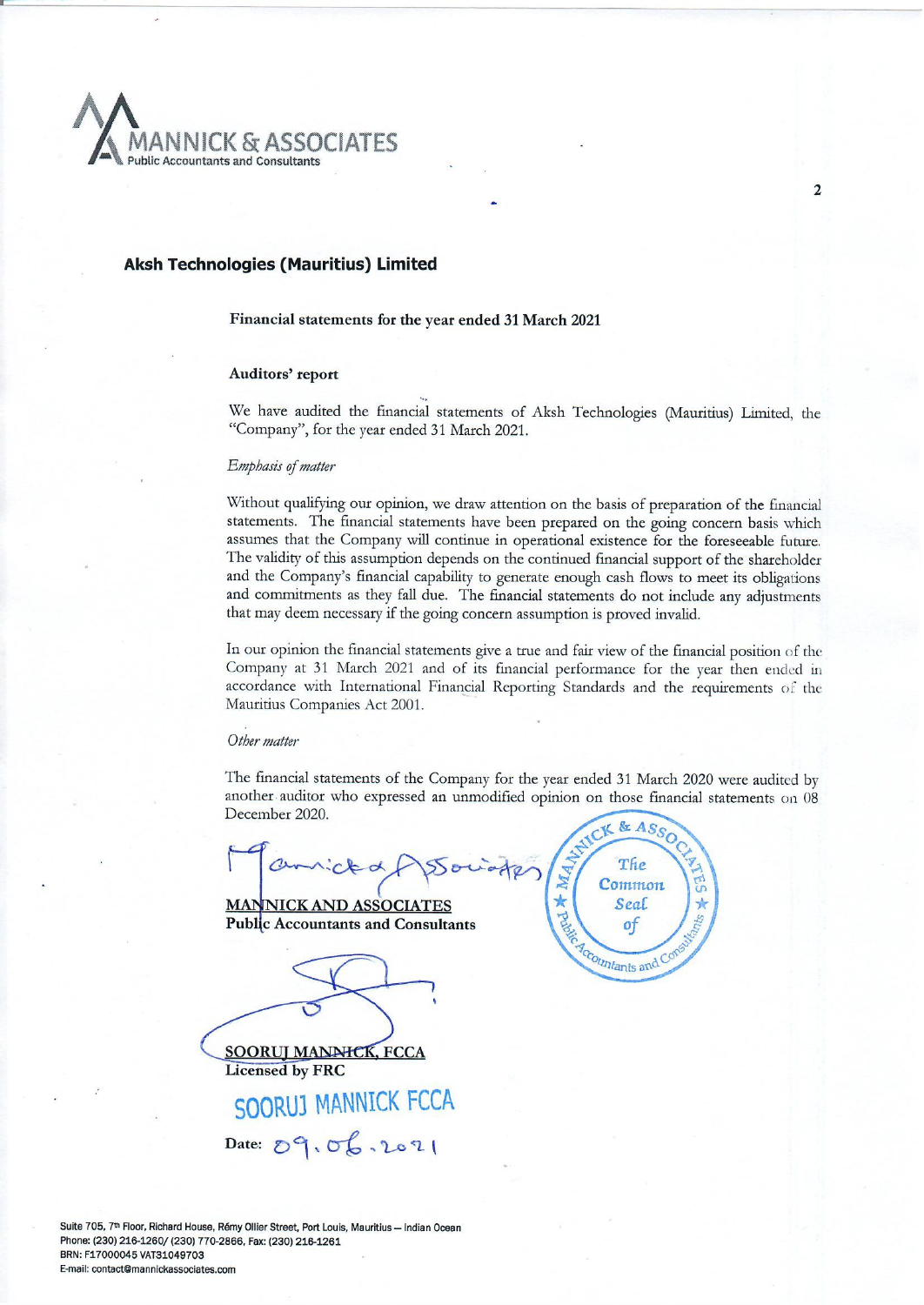MANNICK & ASSOCIATES
Public Accountants and Consultants

## Aksh Technologies (Mauritius) Limited

**Financial statements for the year ended 31 March 2021**

**Auditors' report**

We have audited the financial statements of Aksh Technologies (Mauritius) Limited, the "Company", for the year ended 31 March 2021.

*Emphasis of matter*

Without qualifying our opinion, we draw attention on the basis of preparation of the financial statements. The financial statements have been prepared on the going concern basis which assumes that the Company will continue in operational existence for the foreseeable future. The validity of this assumption depends on the continued financial support of the shareholder and the Company's financial capability to generate enough cash flows to meet its obligations and commitments as they fall due. The financial statements do not include any adjustments that may deem necessary if the going concern assumption is proved invalid.

In our opinion the financial statements give a true and fair view of the financial position of the Company at 31 March 2021 and of its financial performance for the year then ended in accordance with International Financial Reporting Standards and the requirements of the Mauritius Companies Act 2001.

*Other matter*

The financial statements of the Company for the year ended 31 March 2020 were audited by another auditor who expressed an unmodified opinion on those financial statements on 08 December 2020.

Mannick & Associates

**MANNICK AND ASSOCIATES**
**Public Accountants and Consultants**

(Stamp: MANNICK & ASSOCIATES Public Accountants and Consultants – The Common Seal of)

**SOORUJ MANNICK, FCCA**
**Licensed by FRC**

SOORUJ MANNICK FCCA

Date: 09.06.2021

Suite 705, 7th Floor, Richard House, Rémy Ollier Street, Port Louis, Mauritius – Indian Ocean
Phone: (230) 216-1260/ (230) 770-2866, Fax: (230) 216-1261
BRN: F17000045 VAT31049703
E-mail: contact@mannickassociates.com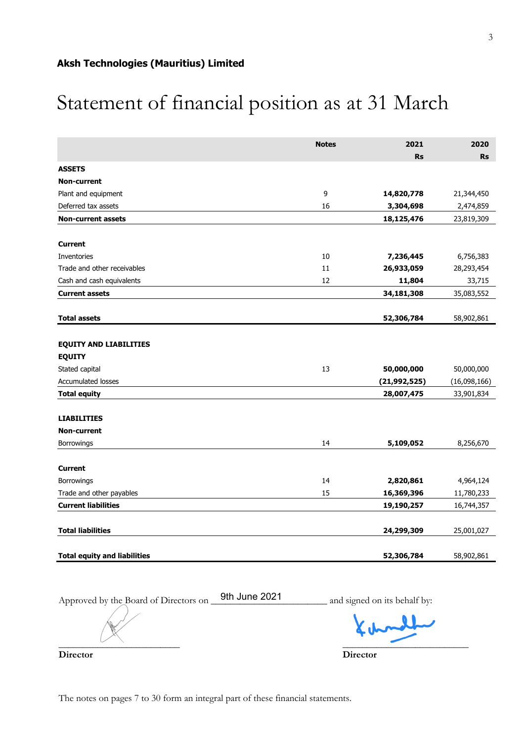**Aksh Technologies (Mauritius) Limited**

# Statement of financial position as at 31 March

| | Notes | 2021 | 2020 |
|---|---|---|---|
| | | **Rs** | **Rs** |
| **ASSETS** | | | |
| **Non-current** | | | |
| Plant and equipment | 9 | **14,820,778** | 21,344,450 |
| Deferred tax assets | 16 | **3,304,698** | 2,474,859 |
| **Non-current assets** | | **18,125,476** | 23,819,309 |
| | | | |
| **Current** | | | |
| Inventories | 10 | **7,236,445** | 6,756,383 |
| Trade and other receivables | 11 | **26,933,059** | 28,293,454 |
| Cash and cash equivalents | 12 | **11,804** | 33,715 |
| **Current assets** | | **34,181,308** | 35,083,552 |
| | | | |
| **Total assets** | | **52,306,784** | 58,902,861 |
| | | | |
| **EQUITY AND LIABILITIES** | | | |
| **EQUITY** | | | |
| Stated capital | 13 | **50,000,000** | 50,000,000 |
| Accumulated losses | | **(21,992,525)** | (16,098,166) |
| **Total equity** | | **28,007,475** | 33,901,834 |
| | | | |
| **LIABILITIES** | | | |
| **Non-current** | | | |
| Borrowings | 14 | **5,109,052** | 8,256,670 |
| | | | |
| **Current** | | | |
| Borrowings | 14 | **2,820,861** | 4,964,124 |
| Trade and other payables | 15 | **16,369,396** | 11,780,233 |
| **Current liabilities** | | **19,190,257** | 16,744,357 |
| | | | |
| **Total liabilities** | | **24,299,309** | 25,001,027 |
| | | | |
| **Total equity and liabilities** | | **52,306,784** | 58,902,861 |

Approved by the Board of Directors on 9th June 2021 and signed on its behalf by:

**Director** **Director**

The notes on pages 7 to 30 form an integral part of these financial statements.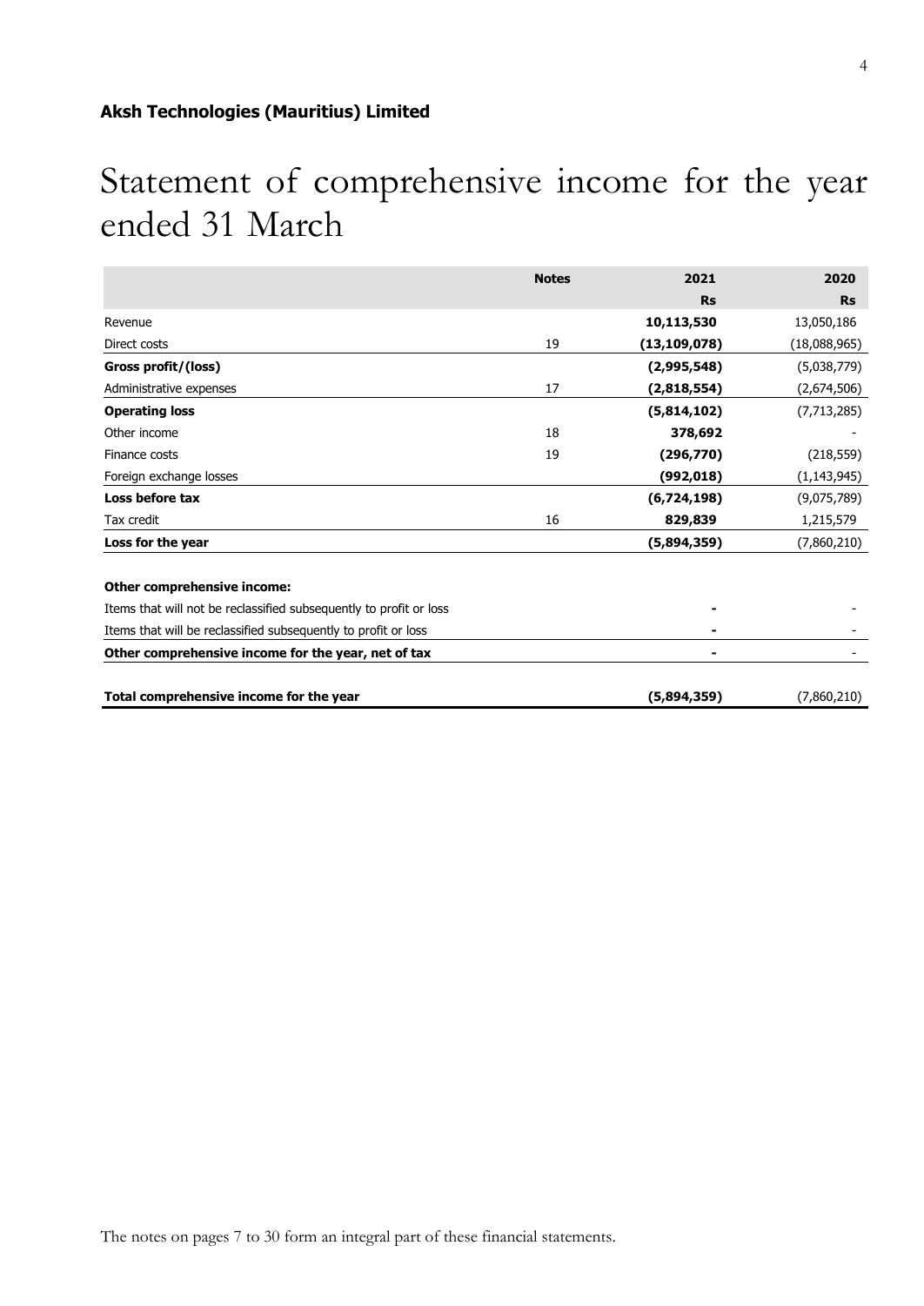**Aksh Technologies (Mauritius) Limited**

# Statement of comprehensive income for the year ended 31 March

| | Notes | 2021 | 2020 |
|---|---|---|---|
| | | **Rs** | **Rs** |
| Revenue | | **10,113,530** | 13,050,186 |
| Direct costs | 19 | **(13,109,078)** | (18,088,965) |
| **Gross profit/(loss)** | | **(2,995,548)** | (5,038,779) |
| Administrative expenses | 17 | **(2,818,554)** | (2,674,506) |
| **Operating loss** | | **(5,814,102)** | (7,713,285) |
| Other income | 18 | **378,692** | - |
| Finance costs | 19 | **(296,770)** | (218,559) |
| Foreign exchange losses | | **(992,018)** | (1,143,945) |
| **Loss before tax** | | **(6,724,198)** | (9,075,789) |
| Tax credit | 16 | **829,839** | 1,215,579 |
| **Loss for the year** | | **(5,894,359)** | (7,860,210) |
| | | | |
| **Other comprehensive income:** | | | |
| Items that will not be reclassified subsequently to profit or loss | | **-** | - |
| Items that will be reclassified subsequently to profit or loss | | **-** | - |
| **Other comprehensive income for the year, net of tax** | | **-** | - |
| | | | |
| **Total comprehensive income for the year** | | **(5,894,359)** | (7,860,210) |

The notes on pages 7 to 30 form an integral part of these financial statements.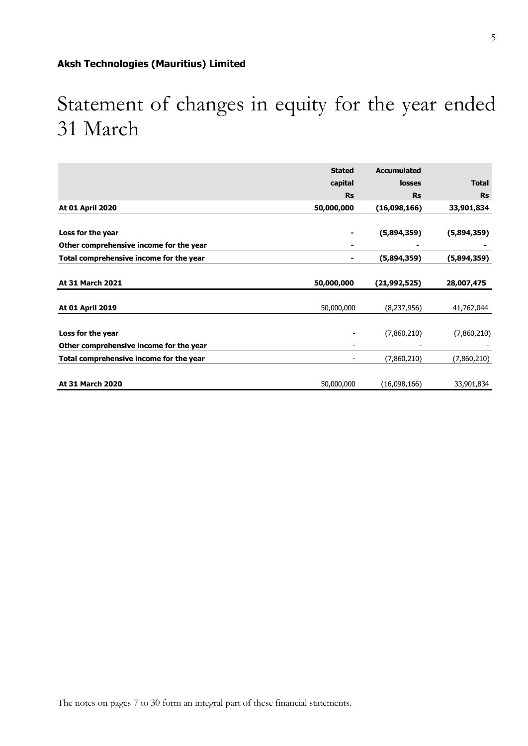**Aksh Technologies (Mauritius) Limited**

# Statement of changes in equity for the year ended 31 March

| | Stated capital Rs | Accumulated losses Rs | Total Rs |
|---|---|---|---|
| **At 01 April 2020** | **50,000,000** | **(16,098,166)** | **33,901,834** |
| **Loss for the year** | **-** | **(5,894,359)** | **(5,894,359)** |
| **Other comprehensive income for the year** | **-** | **-** | **-** |
| **Total comprehensive income for the year** | **-** | **(5,894,359)** | **(5,894,359)** |
| **At 31 March 2021** | **50,000,000** | **(21,992,525)** | **28,007,475** |
| **At 01 April 2019** | 50,000,000 | (8,237,956) | 41,762,044 |
| **Loss for the year** | - | (7,860,210) | (7,860,210) |
| **Other comprehensive income for the year** | - | - | - |
| **Total comprehensive income for the year** | - | (7,860,210) | (7,860,210) |
| **At 31 March 2020** | 50,000,000 | (16,098,166) | 33,901,834 |

The notes on pages 7 to 30 form an integral part of these financial statements.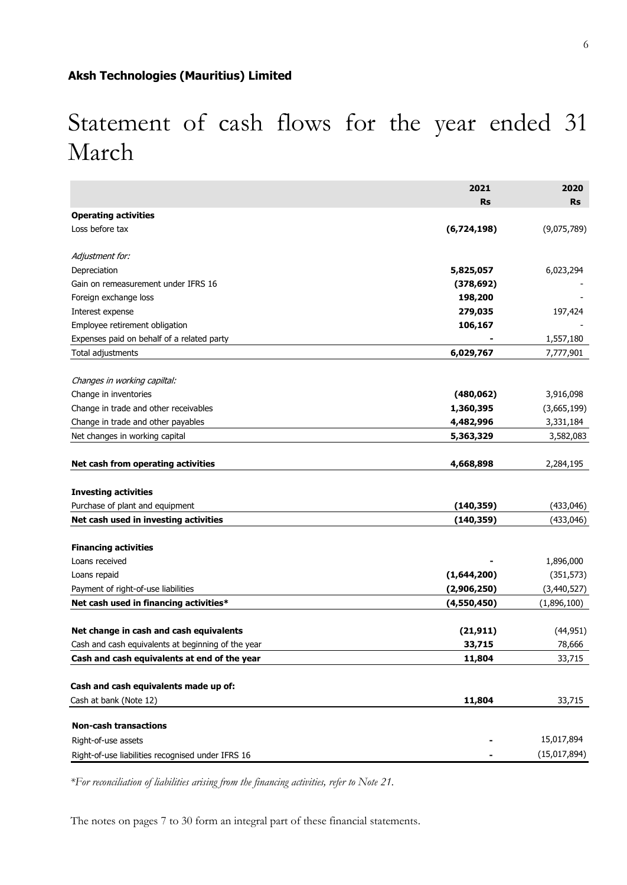**Aksh Technologies (Mauritius) Limited**

# Statement of cash flows for the year ended 31 March

| | 2021 | 2020 |
|---|---|---|
| | **Rs** | **Rs** |
| **Operating activities** | | |
| Loss before tax | **(6,724,198)** | (9,075,789) |
| | | |
| *Adjustment for:* | | |
| Depreciation | **5,825,057** | 6,023,294 |
| Gain on remeasurement under IFRS 16 | **(378,692)** | - |
| Foreign exchange loss | **198,200** | - |
| Interest expense | **279,035** | 197,424 |
| Employee retirement obligation | **106,167** | - |
| Expenses paid on behalf of a related party | **-** | 1,557,180 |
| Total adjustments | **6,029,767** | 7,777,901 |
| | | |
| *Changes in working capital:* | | |
| Change in inventories | **(480,062)** | 3,916,098 |
| Change in trade and other receivables | **1,360,395** | (3,665,199) |
| Change in trade and other payables | **4,482,996** | 3,331,184 |
| Net changes in working capital | **5,363,329** | 3,582,083 |
| | | |
| **Net cash from operating activities** | **4,668,898** | 2,284,195 |
| | | |
| **Investing activities** | | |
| Purchase of plant and equipment | **(140,359)** | (433,046) |
| **Net cash used in investing activities** | **(140,359)** | (433,046) |
| | | |
| **Financing activities** | | |
| Loans received | **-** | 1,896,000 |
| Loans repaid | **(1,644,200)** | (351,573) |
| Payment of right-of-use liabilities | **(2,906,250)** | (3,440,527) |
| **Net cash used in financing activities*** | **(4,550,450)** | (1,896,100) |
| | | |
| **Net change in cash and cash equivalents** | **(21,911)** | (44,951) |
| Cash and cash equivalents at beginning of the year | **33,715** | 78,666 |
| **Cash and cash equivalents at end of the year** | **11,804** | 33,715 |
| | | |
| **Cash and cash equivalents made up of:** | | |
| Cash at bank (Note 12) | **11,804** | 33,715 |
| | | |
| **Non-cash transactions** | | |
| Right-of-use assets | **-** | 15,017,894 |
| Right-of-use liabilities recognised under IFRS 16 | **-** | (15,017,894) |

*\*For reconciliation of liabilities arising from the financing activities, refer to Note 21.*

The notes on pages 7 to 30 form an integral part of these financial statements.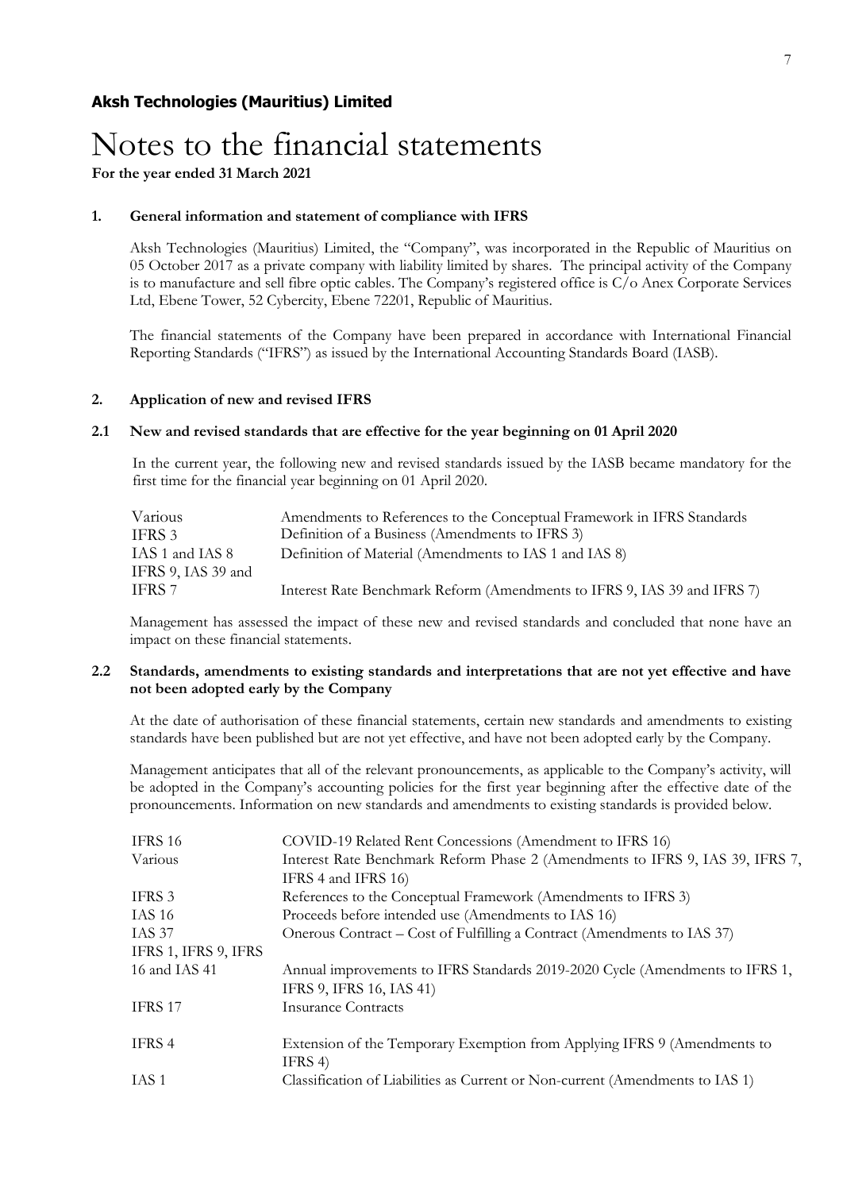**Aksh Technologies (Mauritius) Limited**

# Notes to the financial statements

**For the year ended 31 March 2021**

## 1. General information and statement of compliance with IFRS

Aksh Technologies (Mauritius) Limited, the "Company", was incorporated in the Republic of Mauritius on 05 October 2017 as a private company with liability limited by shares. The principal activity of the Company is to manufacture and sell fibre optic cables. The Company's registered office is C/o Anex Corporate Services Ltd, Ebene Tower, 52 Cybercity, Ebene 72201, Republic of Mauritius.

The financial statements of the Company have been prepared in accordance with International Financial Reporting Standards ("IFRS") as issued by the International Accounting Standards Board (IASB).

## 2. Application of new and revised IFRS

### 2.1 New and revised standards that are effective for the year beginning on 01 April 2020

In the current year, the following new and revised standards issued by the IASB became mandatory for the first time for the financial year beginning on 01 April 2020.

| | |
|---|---|
| Various | Amendments to References to the Conceptual Framework in IFRS Standards |
| IFRS 3 | Definition of a Business (Amendments to IFRS 3) |
| IAS 1 and IAS 8 | Definition of Material (Amendments to IAS 1 and IAS 8) |
| IFRS 9, IAS 39 and IFRS 7 | Interest Rate Benchmark Reform (Amendments to IFRS 9, IAS 39 and IFRS 7) |

Management has assessed the impact of these new and revised standards and concluded that none have an impact on these financial statements.

### 2.2 Standards, amendments to existing standards and interpretations that are not yet effective and have not been adopted early by the Company

At the date of authorisation of these financial statements, certain new standards and amendments to existing standards have been published but are not yet effective, and have not been adopted early by the Company.

Management anticipates that all of the relevant pronouncements, as applicable to the Company's activity, will be adopted in the Company's accounting policies for the first year beginning after the effective date of the pronouncements. Information on new standards and amendments to existing standards is provided below.

| | |
|---|---|
| IFRS 16 | COVID-19 Related Rent Concessions (Amendment to IFRS 16) |
| Various | Interest Rate Benchmark Reform Phase 2 (Amendments to IFRS 9, IAS 39, IFRS 7, IFRS 4 and IFRS 16) |
| IFRS 3 | References to the Conceptual Framework (Amendments to IFRS 3) |
| IAS 16 | Proceeds before intended use (Amendments to IAS 16) |
| IAS 37 | Onerous Contract – Cost of Fulfilling a Contract (Amendments to IAS 37) |
| IFRS 1, IFRS 9, IFRS 16 and IAS 41 | Annual improvements to IFRS Standards 2019-2020 Cycle (Amendments to IFRS 1, IFRS 9, IFRS 16, IAS 41) |
| IFRS 17 | Insurance Contracts |
| IFRS 4 | Extension of the Temporary Exemption from Applying IFRS 9 (Amendments to IFRS 4) |
| IAS 1 | Classification of Liabilities as Current or Non-current (Amendments to IAS 1) |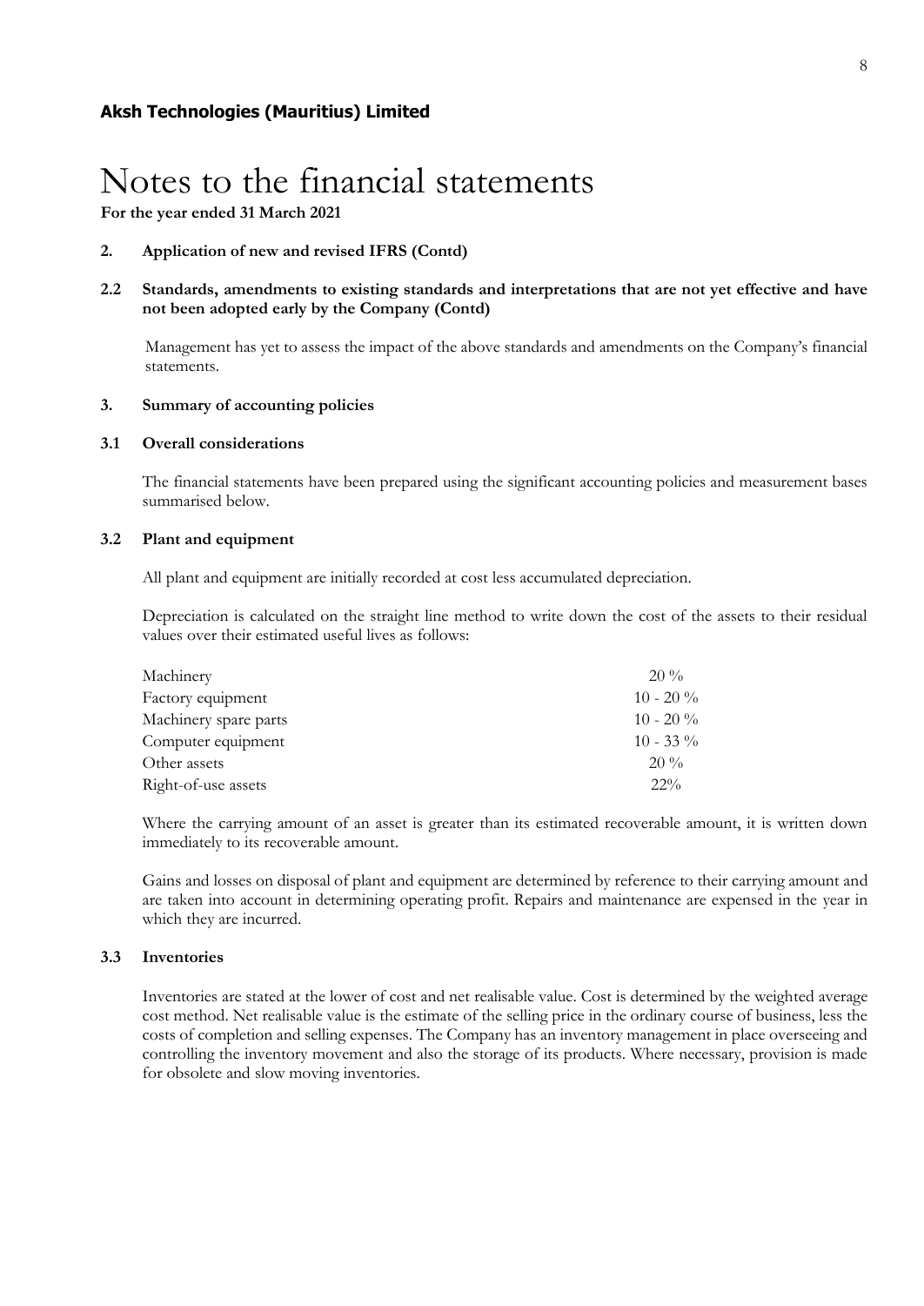**Aksh Technologies (Mauritius) Limited**

# Notes to the financial statements

**For the year ended 31 March 2021**

## 2. Application of new and revised IFRS (Contd)

### 2.2 Standards, amendments to existing standards and interpretations that are not yet effective and have not been adopted early by the Company (Contd)

Management has yet to assess the impact of the above standards and amendments on the Company's financial statements.

## 3. Summary of accounting policies

### 3.1 Overall considerations

The financial statements have been prepared using the significant accounting policies and measurement bases summarised below.

### 3.2 Plant and equipment

All plant and equipment are initially recorded at cost less accumulated depreciation.

Depreciation is calculated on the straight line method to write down the cost of the assets to their residual values over their estimated useful lives as follows:

| | |
|---|---|
| Machinery | 20 % |
| Factory equipment | 10 - 20 % |
| Machinery spare parts | 10 - 20 % |
| Computer equipment | 10 - 33 % |
| Other assets | 20 % |
| Right-of-use assets | 22% |

Where the carrying amount of an asset is greater than its estimated recoverable amount, it is written down immediately to its recoverable amount.

Gains and losses on disposal of plant and equipment are determined by reference to their carrying amount and are taken into account in determining operating profit. Repairs and maintenance are expensed in the year in which they are incurred.

### 3.3 Inventories

Inventories are stated at the lower of cost and net realisable value. Cost is determined by the weighted average cost method. Net realisable value is the estimate of the selling price in the ordinary course of business, less the costs of completion and selling expenses. The Company has an inventory management in place overseeing and controlling the inventory movement and also the storage of its products. Where necessary, provision is made for obsolete and slow moving inventories.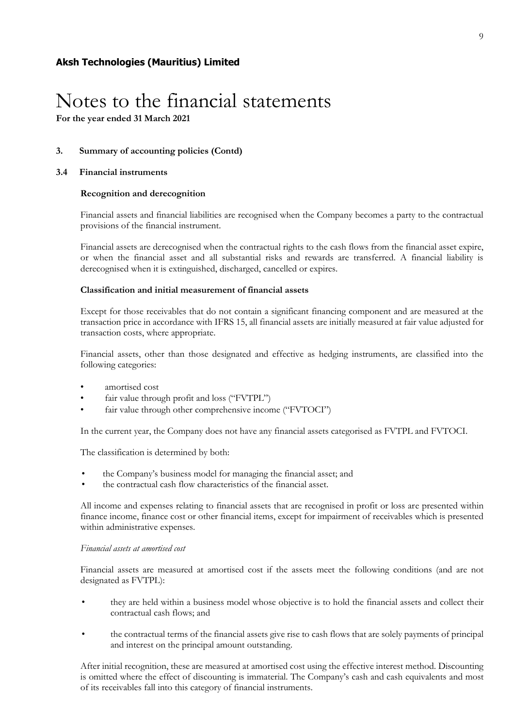**Aksh Technologies (Mauritius) Limited**

# Notes to the financial statements

**For the year ended 31 March 2021**

## 3. Summary of accounting policies (Contd)

### 3.4 Financial instruments

**Recognition and derecognition**

Financial assets and financial liabilities are recognised when the Company becomes a party to the contractual provisions of the financial instrument.

Financial assets are derecognised when the contractual rights to the cash flows from the financial asset expire, or when the financial asset and all substantial risks and rewards are transferred. A financial liability is derecognised when it is extinguished, discharged, cancelled or expires.

**Classification and initial measurement of financial assets**

Except for those receivables that do not contain a significant financing component and are measured at the transaction price in accordance with IFRS 15, all financial assets are initially measured at fair value adjusted for transaction costs, where appropriate.

Financial assets, other than those designated and effective as hedging instruments, are classified into the following categories:

- amortised cost
- fair value through profit and loss ("FVTPL")
- fair value through other comprehensive income ("FVTOCI")

In the current year, the Company does not have any financial assets categorised as FVTPL and FVTOCI.

The classification is determined by both:

- the Company's business model for managing the financial asset; and
- the contractual cash flow characteristics of the financial asset.

All income and expenses relating to financial assets that are recognised in profit or loss are presented within finance income, finance cost or other financial items, except for impairment of receivables which is presented within administrative expenses.

*Financial assets at amortised cost*

Financial assets are measured at amortised cost if the assets meet the following conditions (and are not designated as FVTPL):

- they are held within a business model whose objective is to hold the financial assets and collect their contractual cash flows; and
- the contractual terms of the financial assets give rise to cash flows that are solely payments of principal and interest on the principal amount outstanding.

After initial recognition, these are measured at amortised cost using the effective interest method. Discounting is omitted where the effect of discounting is immaterial. The Company's cash and cash equivalents and most of its receivables fall into this category of financial instruments.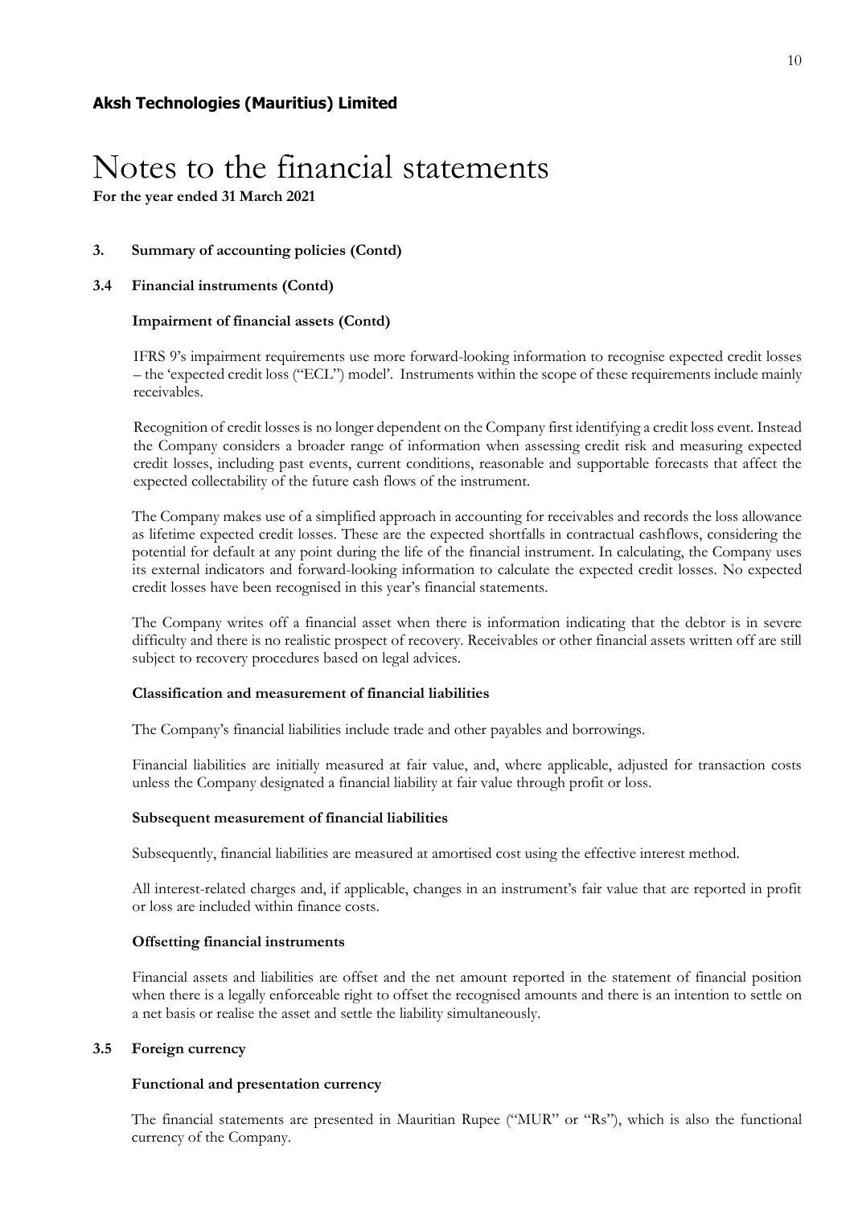**Aksh Technologies (Mauritius) Limited**

# Notes to the financial statements

**For the year ended 31 March 2021**

## 3. Summary of accounting policies (Contd)

### 3.4 Financial instruments (Contd)

**Impairment of financial assets (Contd)**

IFRS 9's impairment requirements use more forward-looking information to recognise expected credit losses – the 'expected credit loss ("ECL") model'. Instruments within the scope of these requirements include mainly receivables.

Recognition of credit losses is no longer dependent on the Company first identifying a credit loss event. Instead the Company considers a broader range of information when assessing credit risk and measuring expected credit losses, including past events, current conditions, reasonable and supportable forecasts that affect the expected collectability of the future cash flows of the instrument.

The Company makes use of a simplified approach in accounting for receivables and records the loss allowance as lifetime expected credit losses. These are the expected shortfalls in contractual cashflows, considering the potential for default at any point during the life of the financial instrument. In calculating, the Company uses its external indicators and forward-looking information to calculate the expected credit losses. No expected credit losses have been recognised in this year's financial statements.

The Company writes off a financial asset when there is information indicating that the debtor is in severe difficulty and there is no realistic prospect of recovery. Receivables or other financial assets written off are still subject to recovery procedures based on legal advices.

**Classification and measurement of financial liabilities**

The Company's financial liabilities include trade and other payables and borrowings.

Financial liabilities are initially measured at fair value, and, where applicable, adjusted for transaction costs unless the Company designated a financial liability at fair value through profit or loss.

**Subsequent measurement of financial liabilities**

Subsequently, financial liabilities are measured at amortised cost using the effective interest method.

All interest-related charges and, if applicable, changes in an instrument's fair value that are reported in profit or loss are included within finance costs.

**Offsetting financial instruments**

Financial assets and liabilities are offset and the net amount reported in the statement of financial position when there is a legally enforceable right to offset the recognised amounts and there is an intention to settle on a net basis or realise the asset and settle the liability simultaneously.

### 3.5 Foreign currency

**Functional and presentation currency**

The financial statements are presented in Mauritian Rupee ("MUR" or "Rs"), which is also the functional currency of the Company.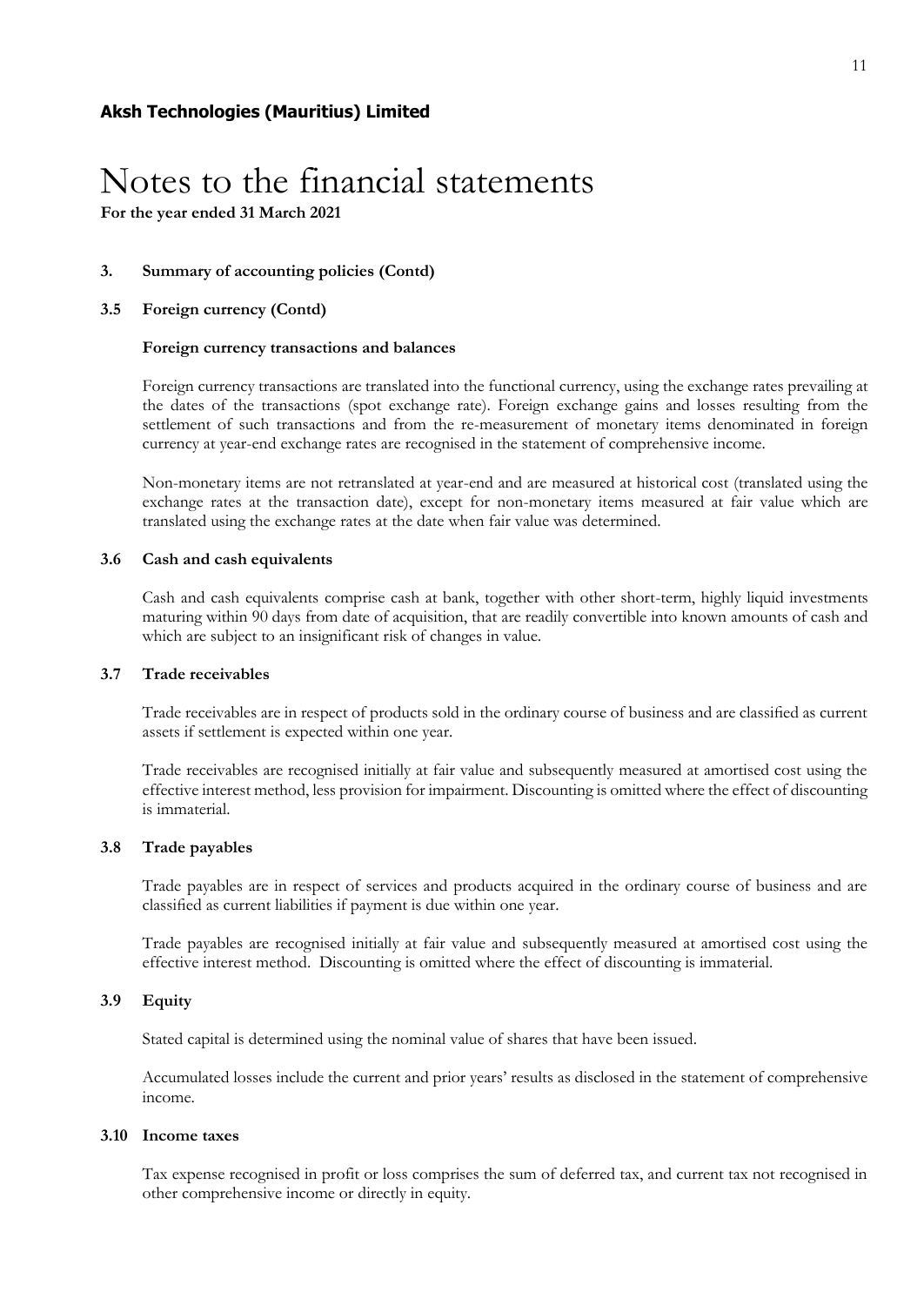**Aksh Technologies (Mauritius) Limited**

# Notes to the financial statements

**For the year ended 31 March 2021**

### 3. Summary of accounting policies (Contd)

### 3.5 Foreign currency (Contd)

**Foreign currency transactions and balances**

Foreign currency transactions are translated into the functional currency, using the exchange rates prevailing at the dates of the transactions (spot exchange rate). Foreign exchange gains and losses resulting from the settlement of such transactions and from the re-measurement of monetary items denominated in foreign currency at year-end exchange rates are recognised in the statement of comprehensive income.

Non-monetary items are not retranslated at year-end and are measured at historical cost (translated using the exchange rates at the transaction date), except for non-monetary items measured at fair value which are translated using the exchange rates at the date when fair value was determined.

### 3.6 Cash and cash equivalents

Cash and cash equivalents comprise cash at bank, together with other short-term, highly liquid investments maturing within 90 days from date of acquisition, that are readily convertible into known amounts of cash and which are subject to an insignificant risk of changes in value.

### 3.7 Trade receivables

Trade receivables are in respect of products sold in the ordinary course of business and are classified as current assets if settlement is expected within one year.

Trade receivables are recognised initially at fair value and subsequently measured at amortised cost using the effective interest method, less provision for impairment. Discounting is omitted where the effect of discounting is immaterial.

### 3.8 Trade payables

Trade payables are in respect of services and products acquired in the ordinary course of business and are classified as current liabilities if payment is due within one year.

Trade payables are recognised initially at fair value and subsequently measured at amortised cost using the effective interest method. Discounting is omitted where the effect of discounting is immaterial.

### 3.9 Equity

Stated capital is determined using the nominal value of shares that have been issued.

Accumulated losses include the current and prior years' results as disclosed in the statement of comprehensive income.

### 3.10 Income taxes

Tax expense recognised in profit or loss comprises the sum of deferred tax, and current tax not recognised in other comprehensive income or directly in equity.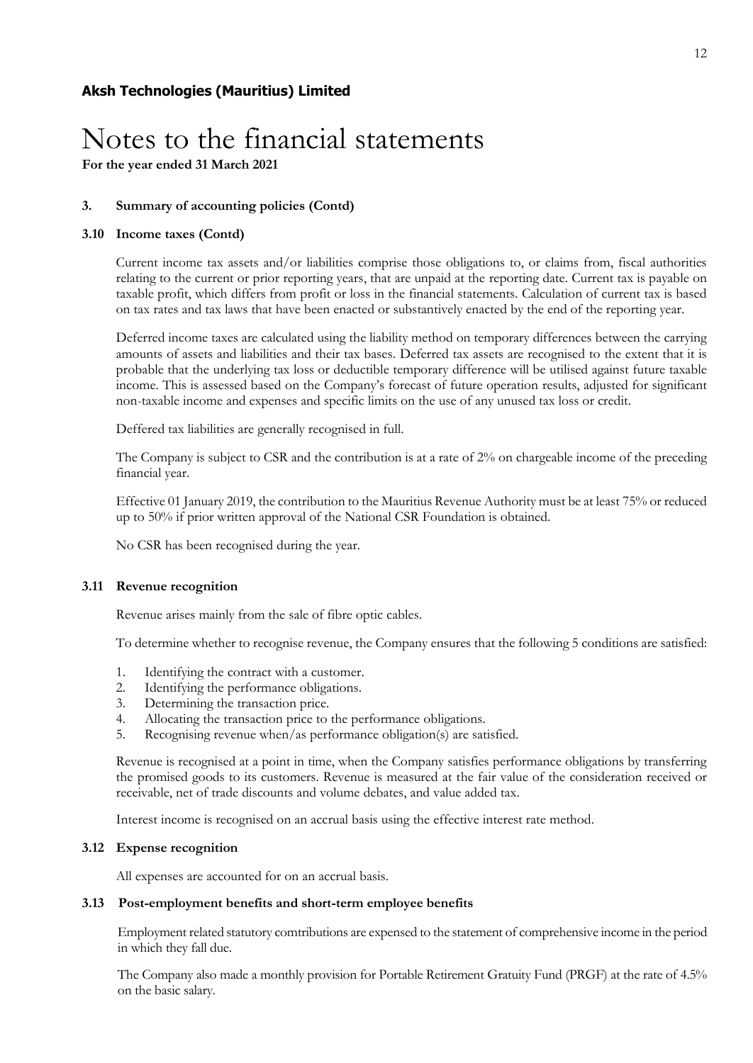**Aksh Technologies (Mauritius) Limited**

# Notes to the financial statements

**For the year ended 31 March 2021**

**3. Summary of accounting policies (Contd)**

**3.10 Income taxes (Contd)**

Current income tax assets and/or liabilities comprise those obligations to, or claims from, fiscal authorities relating to the current or prior reporting years, that are unpaid at the reporting date. Current tax is payable on taxable profit, which differs from profit or loss in the financial statements. Calculation of current tax is based on tax rates and tax laws that have been enacted or substantively enacted by the end of the reporting year.

Deferred income taxes are calculated using the liability method on temporary differences between the carrying amounts of assets and liabilities and their tax bases. Deferred tax assets are recognised to the extent that it is probable that the underlying tax loss or deductible temporary difference will be utilised against future taxable income. This is assessed based on the Company's forecast of future operation results, adjusted for significant non-taxable income and expenses and specific limits on the use of any unused tax loss or credit.

Deffered tax liabilities are generally recognised in full.

The Company is subject to CSR and the contribution is at a rate of 2% on chargeable income of the preceding financial year.

Effective 01 January 2019, the contribution to the Mauritius Revenue Authority must be at least 75% or reduced up to 50% if prior written approval of the National CSR Foundation is obtained.

No CSR has been recognised during the year.

**3.11 Revenue recognition**

Revenue arises mainly from the sale of fibre optic cables.

To determine whether to recognise revenue, the Company ensures that the following 5 conditions are satisfied:

1. Identifying the contract with a customer.
2. Identifying the performance obligations.
3. Determining the transaction price.
4. Allocating the transaction price to the performance obligations.
5. Recognising revenue when/as performance obligation(s) are satisfied.

Revenue is recognised at a point in time, when the Company satisfies performance obligations by transferring the promised goods to its customers. Revenue is measured at the fair value of the consideration received or receivable, net of trade discounts and volume debates, and value added tax.

Interest income is recognised on an accrual basis using the effective interest rate method.

**3.12 Expense recognition**

All expenses are accounted for on an accrual basis.

**3.13 Post-employment benefits and short-term employee benefits**

Employment related statutory comtributions are expensed to the statement of comprehensive income in the period in which they fall due.

The Company also made a monthly provision for Portable Retirement Gratuity Fund (PRGF) at the rate of 4.5% on the basic salary.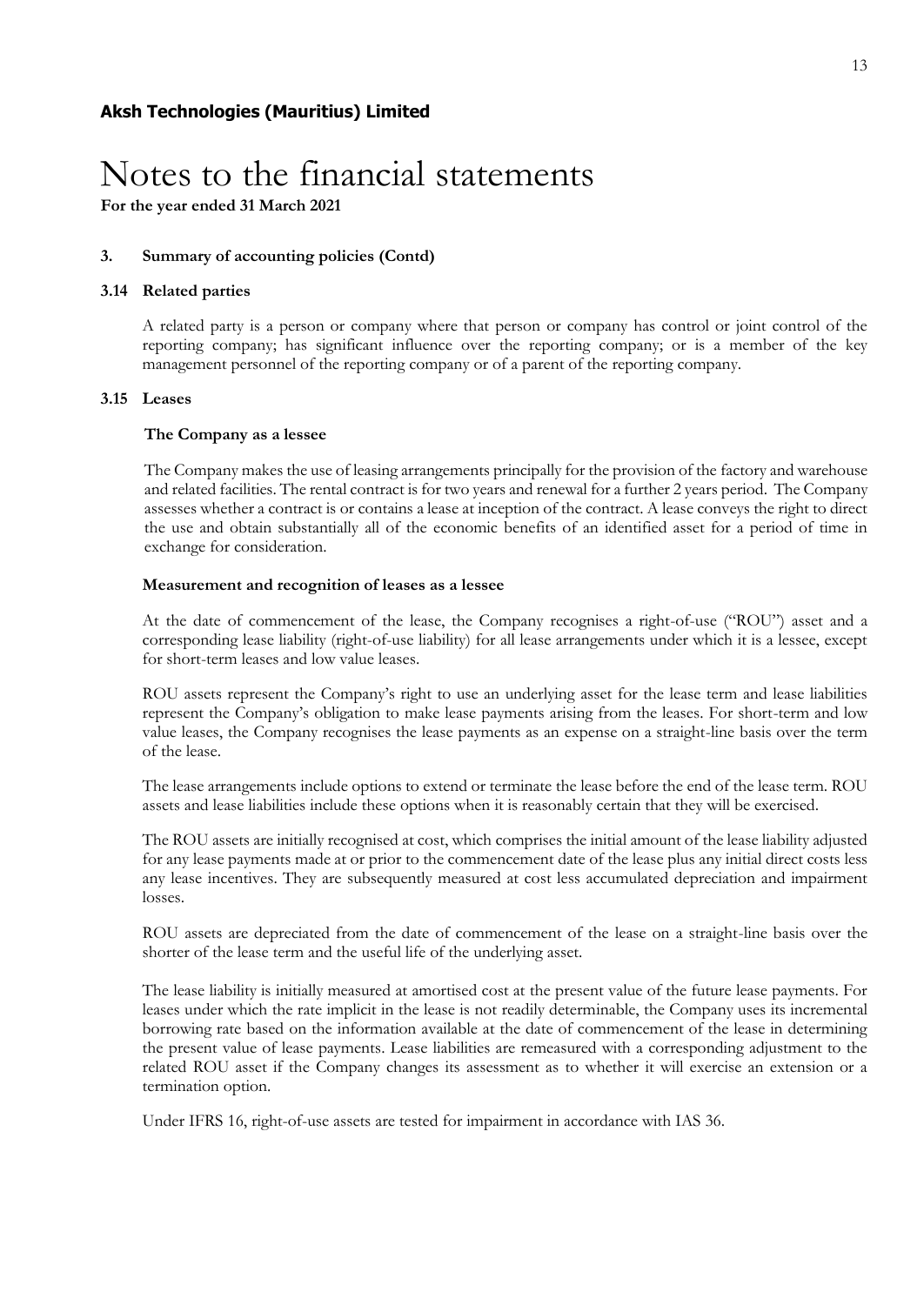**Aksh Technologies (Mauritius) Limited**

# Notes to the financial statements

**For the year ended 31 March 2021**

## 3. Summary of accounting policies (Contd)

### 3.14 Related parties

A related party is a person or company where that person or company has control or joint control of the reporting company; has significant influence over the reporting company; or is a member of the key management personnel of the reporting company or of a parent of the reporting company.

### 3.15 Leases

**The Company as a lessee**

The Company makes the use of leasing arrangements principally for the provision of the factory and warehouse and related facilities. The rental contract is for two years and renewal for a further 2 years period. The Company assesses whether a contract is or contains a lease at inception of the contract. A lease conveys the right to direct the use and obtain substantially all of the economic benefits of an identified asset for a period of time in exchange for consideration.

**Measurement and recognition of leases as a lessee**

At the date of commencement of the lease, the Company recognises a right-of-use ("ROU") asset and a corresponding lease liability (right-of-use liability) for all lease arrangements under which it is a lessee, except for short-term leases and low value leases.

ROU assets represent the Company's right to use an underlying asset for the lease term and lease liabilities represent the Company's obligation to make lease payments arising from the leases. For short-term and low value leases, the Company recognises the lease payments as an expense on a straight-line basis over the term of the lease.

The lease arrangements include options to extend or terminate the lease before the end of the lease term. ROU assets and lease liabilities include these options when it is reasonably certain that they will be exercised.

The ROU assets are initially recognised at cost, which comprises the initial amount of the lease liability adjusted for any lease payments made at or prior to the commencement date of the lease plus any initial direct costs less any lease incentives. They are subsequently measured at cost less accumulated depreciation and impairment losses.

ROU assets are depreciated from the date of commencement of the lease on a straight-line basis over the shorter of the lease term and the useful life of the underlying asset.

The lease liability is initially measured at amortised cost at the present value of the future lease payments. For leases under which the rate implicit in the lease is not readily determinable, the Company uses its incremental borrowing rate based on the information available at the date of commencement of the lease in determining the present value of lease payments. Lease liabilities are remeasured with a corresponding adjustment to the related ROU asset if the Company changes its assessment as to whether it will exercise an extension or a termination option.

Under IFRS 16, right-of-use assets are tested for impairment in accordance with IAS 36.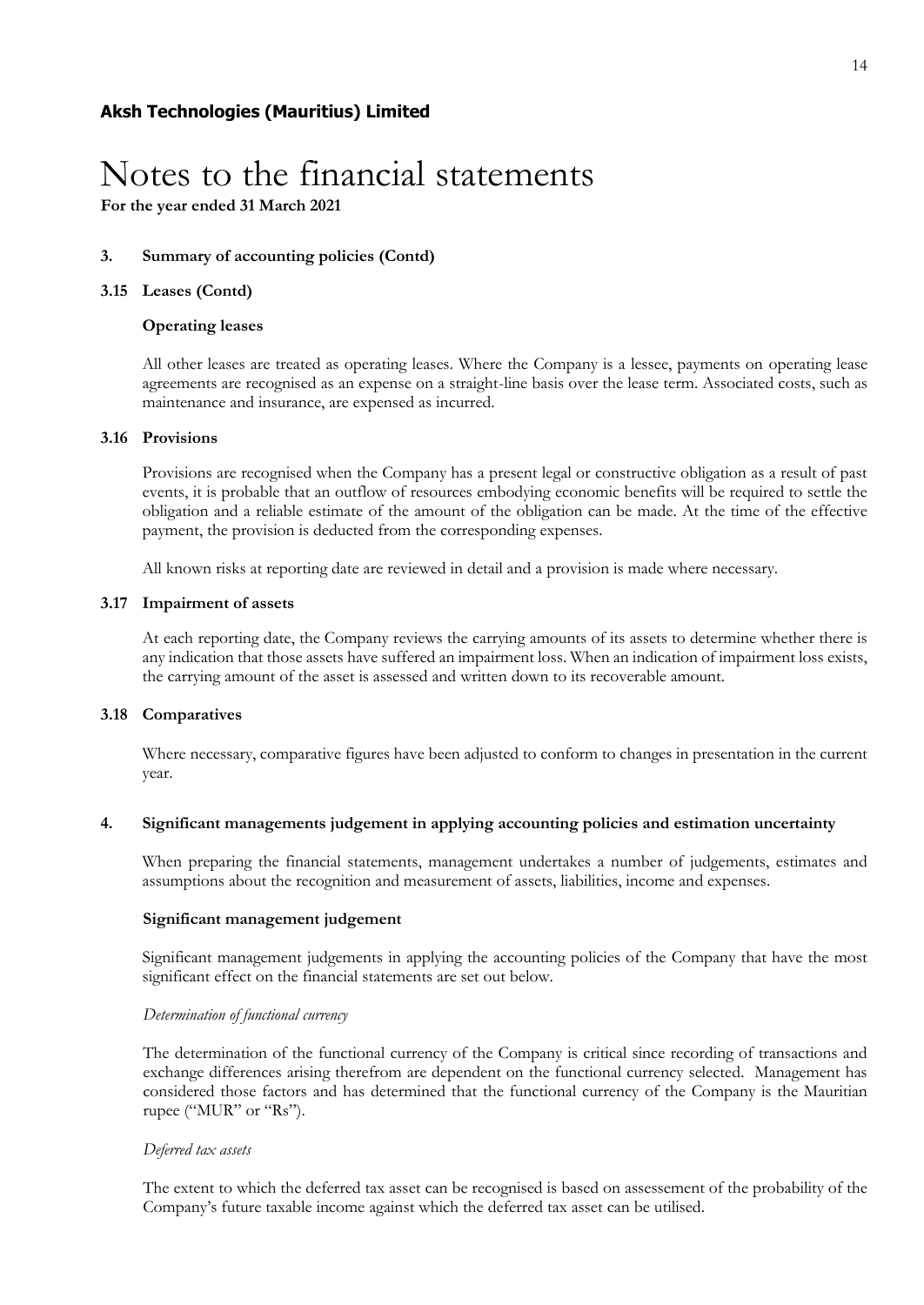**Aksh Technologies (Mauritius) Limited**

# Notes to the financial statements

**For the year ended 31 March 2021**

## 3. Summary of accounting policies (Contd)

### 3.15 Leases (Contd)

**Operating leases**

All other leases are treated as operating leases. Where the Company is a lessee, payments on operating lease agreements are recognised as an expense on a straight-line basis over the lease term. Associated costs, such as maintenance and insurance, are expensed as incurred.

### 3.16 Provisions

Provisions are recognised when the Company has a present legal or constructive obligation as a result of past events, it is probable that an outflow of resources embodying economic benefits will be required to settle the obligation and a reliable estimate of the amount of the obligation can be made. At the time of the effective payment, the provision is deducted from the corresponding expenses.

All known risks at reporting date are reviewed in detail and a provision is made where necessary.

### 3.17 Impairment of assets

At each reporting date, the Company reviews the carrying amounts of its assets to determine whether there is any indication that those assets have suffered an impairment loss. When an indication of impairment loss exists, the carrying amount of the asset is assessed and written down to its recoverable amount.

### 3.18 Comparatives

Where necessary, comparative figures have been adjusted to conform to changes in presentation in the current year.

## 4. Significant managements judgement in applying accounting policies and estimation uncertainty

When preparing the financial statements, management undertakes a number of judgements, estimates and assumptions about the recognition and measurement of assets, liabilities, income and expenses.

**Significant management judgement**

Significant management judgements in applying the accounting policies of the Company that have the most significant effect on the financial statements are set out below.

*Determination of functional currency*

The determination of the functional currency of the Company is critical since recording of transactions and exchange differences arising therefrom are dependent on the functional currency selected. Management has considered those factors and has determined that the functional currency of the Company is the Mauritian rupee ("MUR" or "Rs").

*Deferred tax assets*

The extent to which the deferred tax asset can be recognised is based on assessement of the probability of the Company's future taxable income against which the deferred tax asset can be utilised.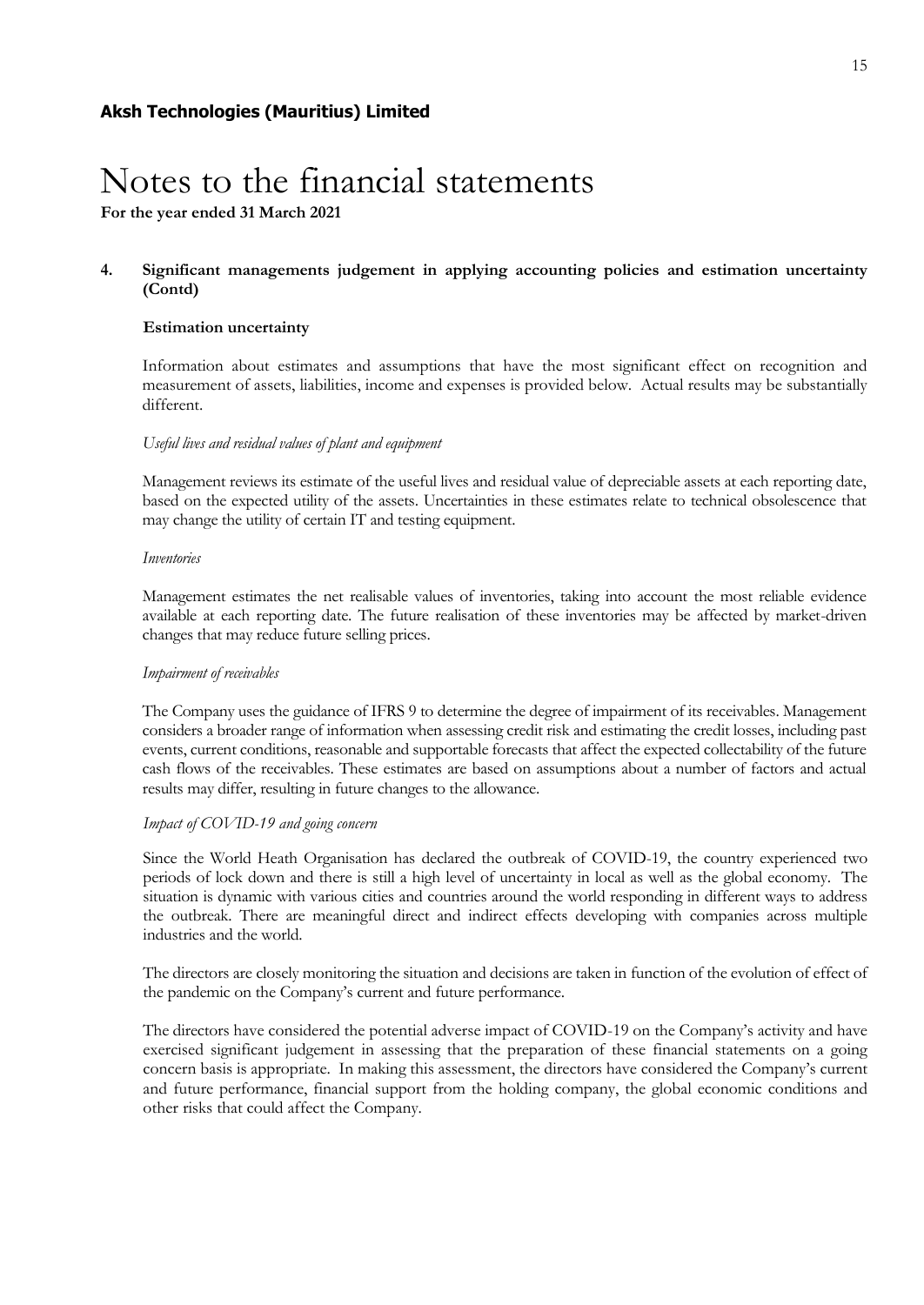**Aksh Technologies (Mauritius) Limited**

# Notes to the financial statements

**For the year ended 31 March 2021**

## 4. Significant managements judgement in applying accounting policies and estimation uncertainty (Contd)

### Estimation uncertainty

Information about estimates and assumptions that have the most significant effect on recognition and measurement of assets, liabilities, income and expenses is provided below. Actual results may be substantially different.

*Useful lives and residual values of plant and equipment*

Management reviews its estimate of the useful lives and residual value of depreciable assets at each reporting date, based on the expected utility of the assets. Uncertainties in these estimates relate to technical obsolescence that may change the utility of certain IT and testing equipment.

*Inventories*

Management estimates the net realisable values of inventories, taking into account the most reliable evidence available at each reporting date. The future realisation of these inventories may be affected by market-driven changes that may reduce future selling prices.

*Impairment of receivables*

The Company uses the guidance of IFRS 9 to determine the degree of impairment of its receivables. Management considers a broader range of information when assessing credit risk and estimating the credit losses, including past events, current conditions, reasonable and supportable forecasts that affect the expected collectability of the future cash flows of the receivables. These estimates are based on assumptions about a number of factors and actual results may differ, resulting in future changes to the allowance.

*Impact of COVID-19 and going concern*

Since the World Heath Organisation has declared the outbreak of COVID-19, the country experienced two periods of lock down and there is still a high level of uncertainty in local as well as the global economy. The situation is dynamic with various cities and countries around the world responding in different ways to address the outbreak. There are meaningful direct and indirect effects developing with companies across multiple industries and the world.

The directors are closely monitoring the situation and decisions are taken in function of the evolution of effect of the pandemic on the Company's current and future performance.

The directors have considered the potential adverse impact of COVID-19 on the Company's activity and have exercised significant judgement in assessing that the preparation of these financial statements on a going concern basis is appropriate. In making this assessment, the directors have considered the Company's current and future performance, financial support from the holding company, the global economic conditions and other risks that could affect the Company.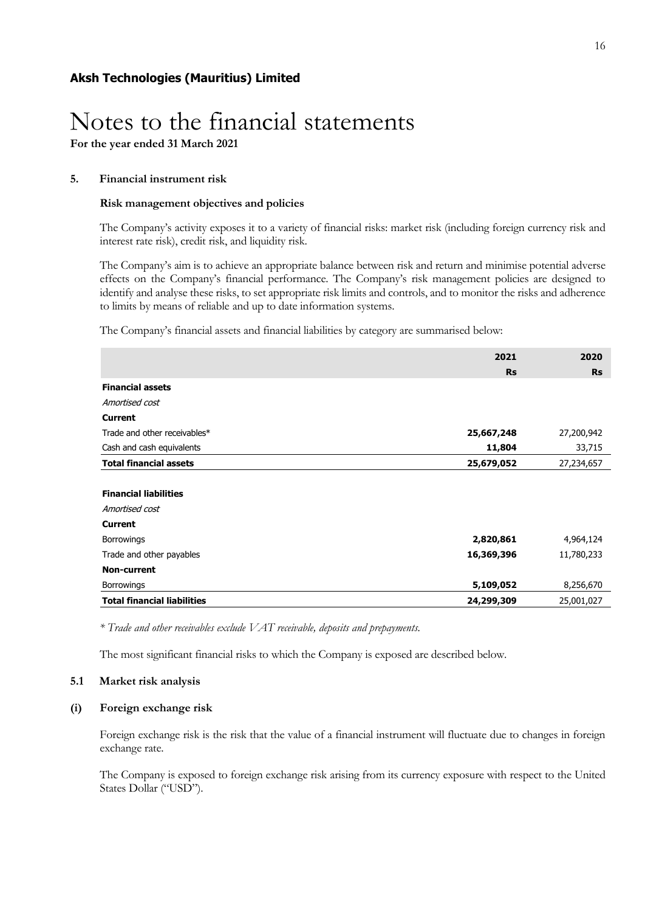**Aksh Technologies (Mauritius) Limited**

# Notes to the financial statements

**For the year ended 31 March 2021**

## 5. Financial instrument risk

### Risk management objectives and policies

The Company's activity exposes it to a variety of financial risks: market risk (including foreign currency risk and interest rate risk), credit risk, and liquidity risk.

The Company's aim is to achieve an appropriate balance between risk and return and minimise potential adverse effects on the Company's financial performance. The Company's risk management policies are designed to identify and analyse these risks, to set appropriate risk limits and controls, and to monitor the risks and adherence to limits by means of reliable and up to date information systems.

The Company's financial assets and financial liabilities by category are summarised below:

| | 2021 | 2020 |
|---|---|---|
| | **Rs** | **Rs** |
| **Financial assets** | | |
| *Amortised cost* | | |
| **Current** | | |
| Trade and other receivables* | **25,667,248** | 27,200,942 |
| Cash and cash equivalents | **11,804** | 33,715 |
| **Total financial assets** | **25,679,052** | 27,234,657 |
| | | |
| **Financial liabilities** | | |
| *Amortised cost* | | |
| **Current** | | |
| Borrowings | **2,820,861** | 4,964,124 |
| Trade and other payables | **16,369,396** | 11,780,233 |
| **Non-current** | | |
| Borrowings | **5,109,052** | 8,256,670 |
| **Total financial liabilities** | **24,299,309** | 25,001,027 |

*\* Trade and other receivables exclude VAT receivable, deposits and prepayments.*

The most significant financial risks to which the Company is exposed are described below.

### 5.1 Market risk analysis

#### (i) Foreign exchange risk

Foreign exchange risk is the risk that the value of a financial instrument will fluctuate due to changes in foreign exchange rate.

The Company is exposed to foreign exchange risk arising from its currency exposure with respect to the United States Dollar ("USD").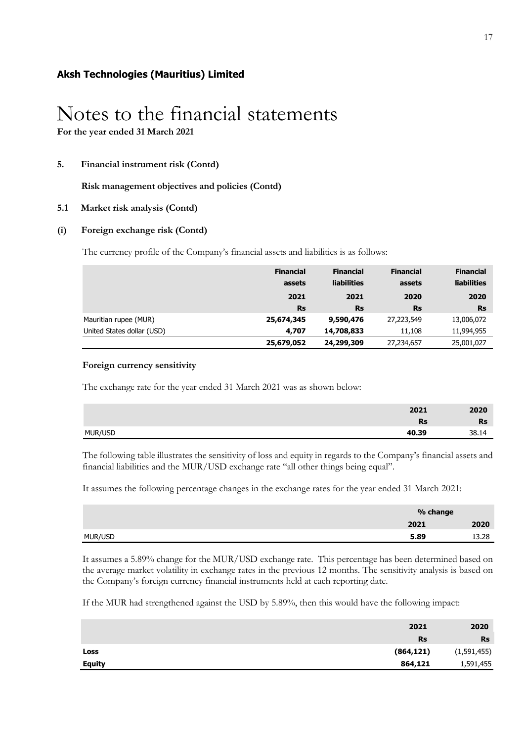**Aksh Technologies (Mauritius) Limited**

# Notes to the financial statements

**For the year ended 31 March 2021**

**5. Financial instrument risk (Contd)**

**Risk management objectives and policies (Contd)**

**5.1 Market risk analysis (Contd)**

**(i) Foreign exchange risk (Contd)**

The currency profile of the Company's financial assets and liabilities is as follows:

| | Financial assets | Financial liabilities | Financial assets | Financial liabilities |
|---|---|---|---|---|
| | 2021 | 2021 | 2020 | 2020 |
| | Rs | Rs | Rs | Rs |
| Mauritian rupee (MUR) | **25,674,345** | **9,590,476** | 27,223,549 | 13,006,072 |
| United States dollar (USD) | **4,707** | **14,708,833** | 11,108 | 11,994,955 |
| | **25,679,052** | **24,299,309** | 27,234,657 | 25,001,027 |

**Foreign currency sensitivity**

The exchange rate for the year ended 31 March 2021 was as shown below:

| | 2021 | 2020 |
|---|---|---|
| | Rs | Rs |
| MUR/USD | **40.39** | 38.14 |

The following table illustrates the sensitivity of loss and equity in regards to the Company's financial assets and financial liabilities and the MUR/USD exchange rate "all other things being equal".

It assumes the following percentage changes in the exchange rates for the year ended 31 March 2021:

| | % change | |
|---|---|---|
| | 2021 | 2020 |
| MUR/USD | **5.89** | 13.28 |

It assumes a 5.89% change for the MUR/USD exchange rate. This percentage has been determined based on the average market volatility in exchange rates in the previous 12 months. The sensitivity analysis is based on the Company's foreign currency financial instruments held at each reporting date.

If the MUR had strengthened against the USD by 5.89%, then this would have the following impact:

| | 2021 | 2020 |
|---|---|---|
| | Rs | Rs |
| **Loss** | **(864,121)** | (1,591,455) |
| **Equity** | **864,121** | 1,591,455 |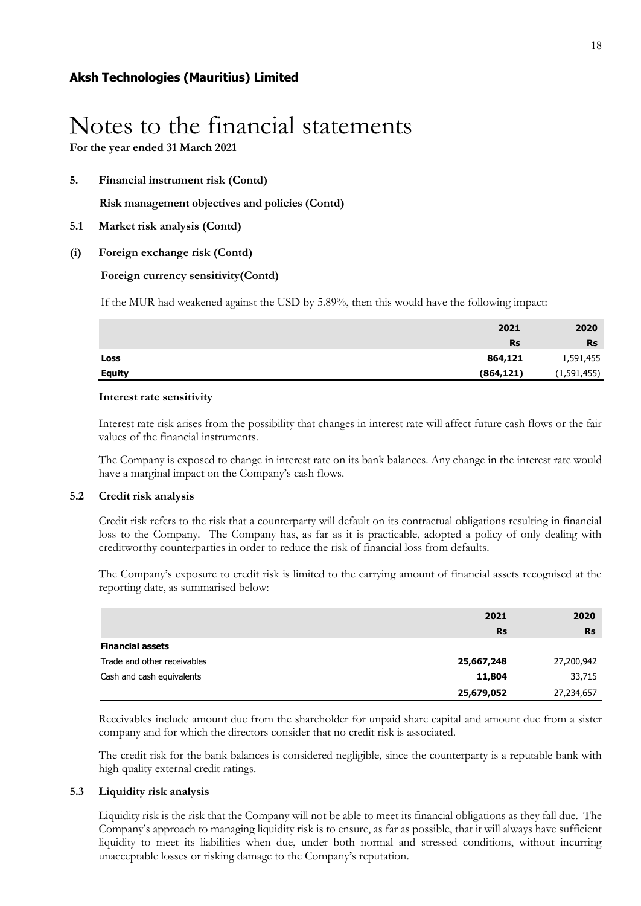**Aksh Technologies (Mauritius) Limited**

# Notes to the financial statements

**For the year ended 31 March 2021**

**5. Financial instrument risk (Contd)**

**Risk management objectives and policies (Contd)**

**5.1 Market risk analysis (Contd)**

**(i) Foreign exchange risk (Contd)**

**Foreign currency sensitivity(Contd)**

If the MUR had weakened against the USD by 5.89%, then this would have the following impact:

| | 2021 | 2020 |
|---|---|---|
| | Rs | Rs |
| **Loss** | **864,121** | 1,591,455 |
| **Equity** | **(864,121)** | (1,591,455) |

**Interest rate sensitivity**

Interest rate risk arises from the possibility that changes in interest rate will affect future cash flows or the fair values of the financial instruments.

The Company is exposed to change in interest rate on its bank balances. Any change in the interest rate would have a marginal impact on the Company's cash flows.

**5.2 Credit risk analysis**

Credit risk refers to the risk that a counterparty will default on its contractual obligations resulting in financial loss to the Company. The Company has, as far as it is practicable, adopted a policy of only dealing with creditworthy counterparties in order to reduce the risk of financial loss from defaults.

The Company's exposure to credit risk is limited to the carrying amount of financial assets recognised at the reporting date, as summarised below:

| | 2021 | 2020 |
|---|---|---|
| | Rs | Rs |
| **Financial assets** | | |
| Trade and other receivables | **25,667,248** | 27,200,942 |
| Cash and cash equivalents | **11,804** | 33,715 |
| | **25,679,052** | 27,234,657 |

Receivables include amount due from the shareholder for unpaid share capital and amount due from a sister company and for which the directors consider that no credit risk is associated.

The credit risk for the bank balances is considered negligible, since the counterparty is a reputable bank with high quality external credit ratings.

**5.3 Liquidity risk analysis**

Liquidity risk is the risk that the Company will not be able to meet its financial obligations as they fall due. The Company's approach to managing liquidity risk is to ensure, as far as possible, that it will always have sufficient liquidity to meet its liabilities when due, under both normal and stressed conditions, without incurring unacceptable losses or risking damage to the Company's reputation.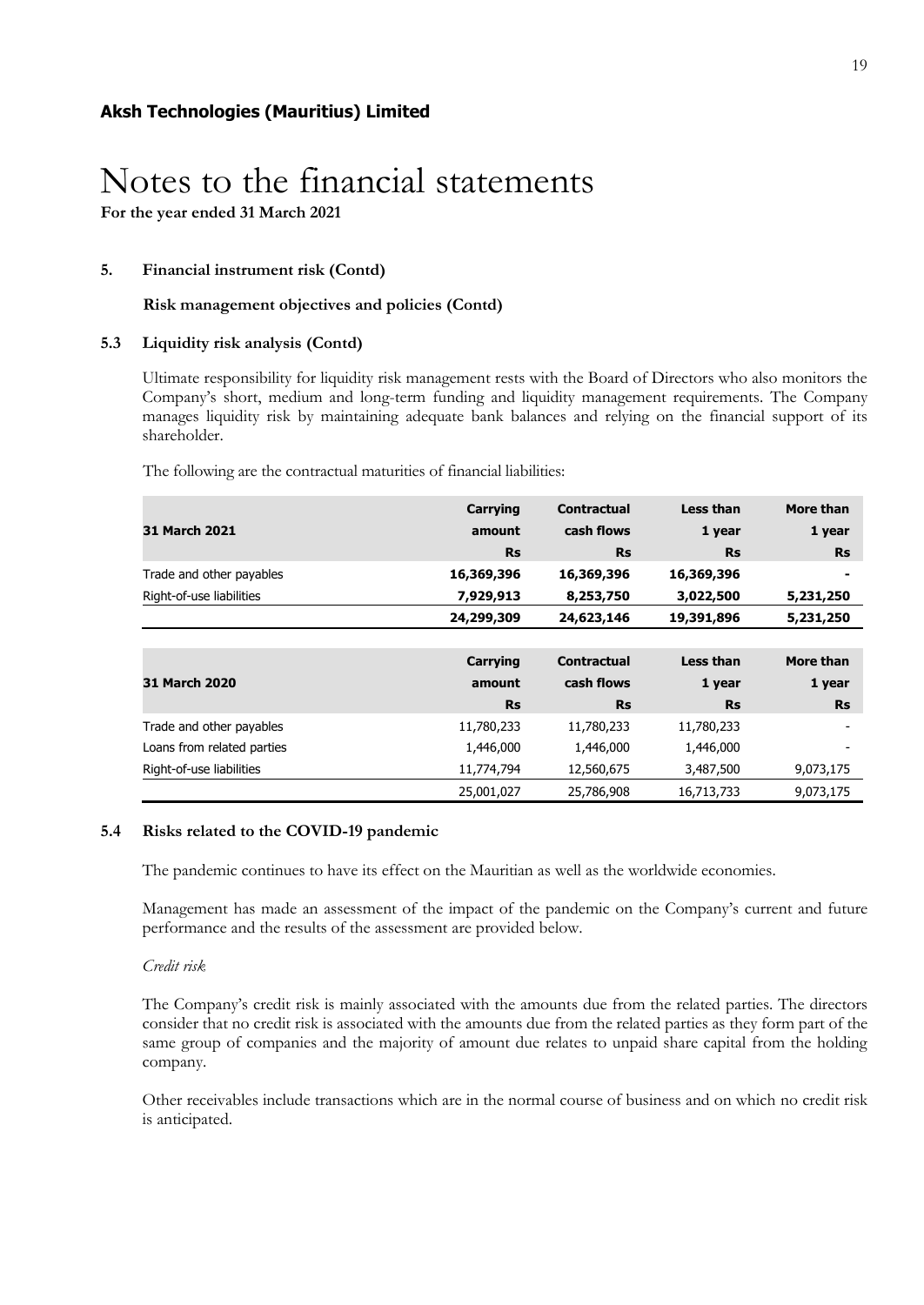**Aksh Technologies (Mauritius) Limited**

# Notes to the financial statements

**For the year ended 31 March 2021**

## 5. Financial instrument risk (Contd)

**Risk management objectives and policies (Contd)**

### 5.3 Liquidity risk analysis (Contd)

Ultimate responsibility for liquidity risk management rests with the Board of Directors who also monitors the Company's short, medium and long-term funding and liquidity management requirements. The Company manages liquidity risk by maintaining adequate bank balances and relying on the financial support of its shareholder.

The following are the contractual maturities of financial liabilities:

| 31 March 2021 | Carrying amount | Contractual cash flows | Less than 1 year | More than 1 year |
|---|---|---|---|---|
| | Rs | Rs | Rs | Rs |
| Trade and other payables | **16,369,396** | **16,369,396** | **16,369,396** | **-** |
| Right-of-use liabilities | **7,929,913** | **8,253,750** | **3,022,500** | **5,231,250** |
| | **24,299,309** | **24,623,146** | **19,391,896** | **5,231,250** |

| 31 March 2020 | Carrying amount | Contractual cash flows | Less than 1 year | More than 1 year |
|---|---|---|---|---|
| | Rs | Rs | Rs | Rs |
| Trade and other payables | 11,780,233 | 11,780,233 | 11,780,233 | - |
| Loans from related parties | 1,446,000 | 1,446,000 | 1,446,000 | - |
| Right-of-use liabilities | 11,774,794 | 12,560,675 | 3,487,500 | 9,073,175 |
| | 25,001,027 | 25,786,908 | 16,713,733 | 9,073,175 |

### 5.4 Risks related to the COVID-19 pandemic

The pandemic continues to have its effect on the Mauritian as well as the worldwide economies.

Management has made an assessment of the impact of the pandemic on the Company's current and future performance and the results of the assessment are provided below.

*Credit risk*

The Company's credit risk is mainly associated with the amounts due from the related parties. The directors consider that no credit risk is associated with the amounts due from the related parties as they form part of the same group of companies and the majority of amount due relates to unpaid share capital from the holding company.

Other receivables include transactions which are in the normal course of business and on which no credit risk is anticipated.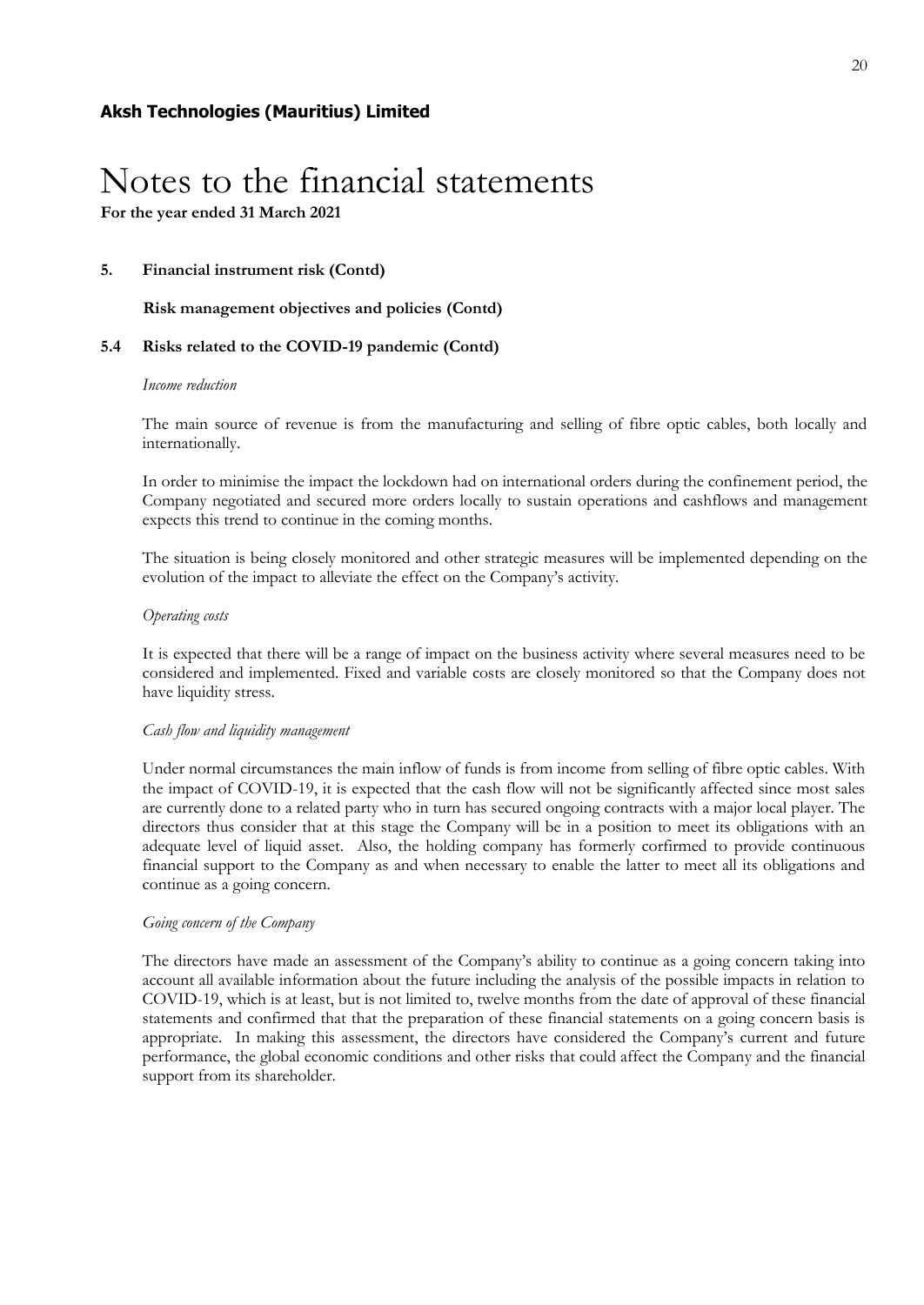**Aksh Technologies (Mauritius) Limited**

# Notes to the financial statements

**For the year ended 31 March 2021**

**5. Financial instrument risk (Contd)**

**Risk management objectives and policies (Contd)**

**5.4 Risks related to the COVID-19 pandemic (Contd)**

*Income reduction*

The main source of revenue is from the manufacturing and selling of fibre optic cables, both locally and internationally.

In order to minimise the impact the lockdown had on international orders during the confinement period, the Company negotiated and secured more orders locally to sustain operations and cashflows and management expects this trend to continue in the coming months.

The situation is being closely monitored and other strategic measures will be implemented depending on the evolution of the impact to alleviate the effect on the Company's activity.

*Operating costs*

It is expected that there will be a range of impact on the business activity where several measures need to be considered and implemented. Fixed and variable costs are closely monitored so that the Company does not have liquidity stress.

*Cash flow and liquidity management*

Under normal circumstances the main inflow of funds is from income from selling of fibre optic cables. With the impact of COVID-19, it is expected that the cash flow will not be significantly affected since most sales are currently done to a related party who in turn has secured ongoing contracts with a major local player. The directors thus consider that at this stage the Company will be in a position to meet its obligations with an adequate level of liquid asset. Also, the holding company has formerly corfirmed to provide continuous financial support to the Company as and when necessary to enable the latter to meet all its obligations and continue as a going concern.

*Going concern of the Company*

The directors have made an assessment of the Company's ability to continue as a going concern taking into account all available information about the future including the analysis of the possible impacts in relation to COVID-19, which is at least, but is not limited to, twelve months from the date of approval of these financial statements and confirmed that that the preparation of these financial statements on a going concern basis is appropriate. In making this assessment, the directors have considered the Company's current and future performance, the global economic conditions and other risks that could affect the Company and the financial support from its shareholder.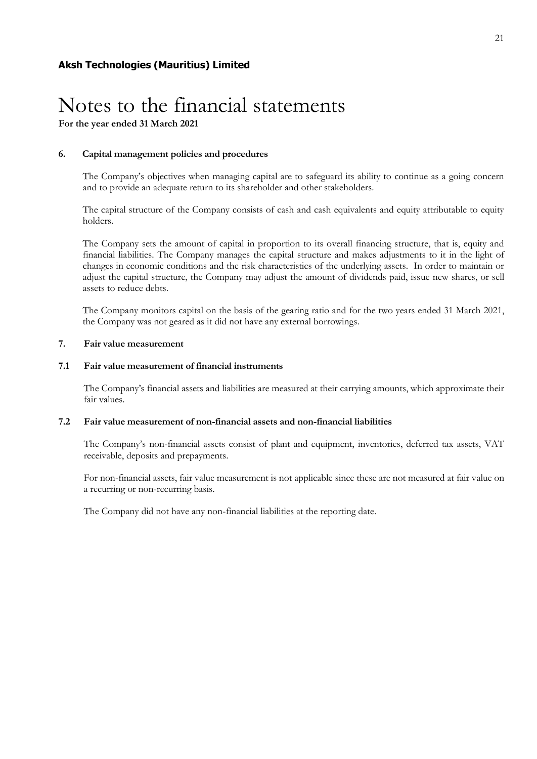**Aksh Technologies (Mauritius) Limited**

# Notes to the financial statements

**For the year ended 31 March 2021**

## 6. Capital management policies and procedures

The Company's objectives when managing capital are to safeguard its ability to continue as a going concern and to provide an adequate return to its shareholder and other stakeholders.

The capital structure of the Company consists of cash and cash equivalents and equity attributable to equity holders.

The Company sets the amount of capital in proportion to its overall financing structure, that is, equity and financial liabilities. The Company manages the capital structure and makes adjustments to it in the light of changes in economic conditions and the risk characteristics of the underlying assets. In order to maintain or adjust the capital structure, the Company may adjust the amount of dividends paid, issue new shares, or sell assets to reduce debts.

The Company monitors capital on the basis of the gearing ratio and for the two years ended 31 March 2021, the Company was not geared as it did not have any external borrowings.

## 7. Fair value measurement

### 7.1 Fair value measurement of financial instruments

The Company's financial assets and liabilities are measured at their carrying amounts, which approximate their fair values.

### 7.2 Fair value measurement of non-financial assets and non-financial liabilities

The Company's non-financial assets consist of plant and equipment, inventories, deferred tax assets, VAT receivable, deposits and prepayments.

For non-financial assets, fair value measurement is not applicable since these are not measured at fair value on a recurring or non-recurring basis.

The Company did not have any non-financial liabilities at the reporting date.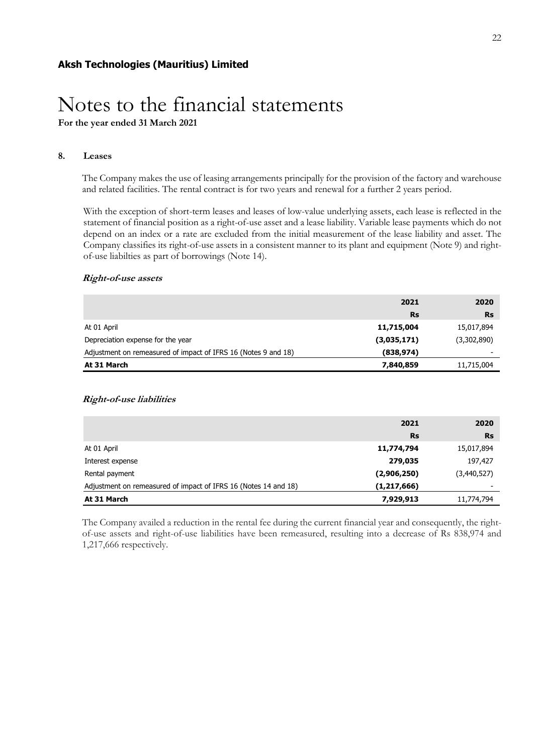# Aksh Technologies (Mauritius) Limited

# Notes to the financial statements

**For the year ended 31 March 2021**

## 8. Leases

The Company makes the use of leasing arrangements principally for the provision of the factory and warehouse and related facilities. The rental contract is for two years and renewal for a further 2 years period.

With the exception of short-term leases and leases of low-value underlying assets, each lease is reflected in the statement of financial position as a right-of-use asset and a lease liability. Variable lease payments which do not depend on an index or a rate are excluded from the initial measurement of the lease liability and asset. The Company classifies its right-of-use assets in a consistent manner to its plant and equipment (Note 9) and right-of-use liabilties as part of borrowings (Note 14).

***Right-of-use assets***

| | 2021 | 2020 |
|---|---|---|
| | **Rs** | **Rs** |
| At 01 April | **11,715,004** | 15,017,894 |
| Depreciation expense for the year | **(3,035,171)** | (3,302,890) |
| Adjustment on remeasured of impact of IFRS 16 (Notes 9 and 18) | **(838,974)** | - |
| **At 31 March** | **7,840,859** | 11,715,004 |

***Right-of-use liabilities***

| | 2021 | 2020 |
|---|---|---|
| | **Rs** | **Rs** |
| At 01 April | **11,774,794** | 15,017,894 |
| Interest expense | **279,035** | 197,427 |
| Rental payment | **(2,906,250)** | (3,440,527) |
| Adjustment on remeasured of impact of IFRS 16 (Notes 14 and 18) | **(1,217,666)** | - |
| **At 31 March** | **7,929,913** | 11,774,794 |

The Company availed a reduction in the rental fee during the current financial year and consequently, the right-of-use assets and right-of-use liabilities have been remeasured, resulting into a decrease of Rs 838,974 and 1,217,666 respectively.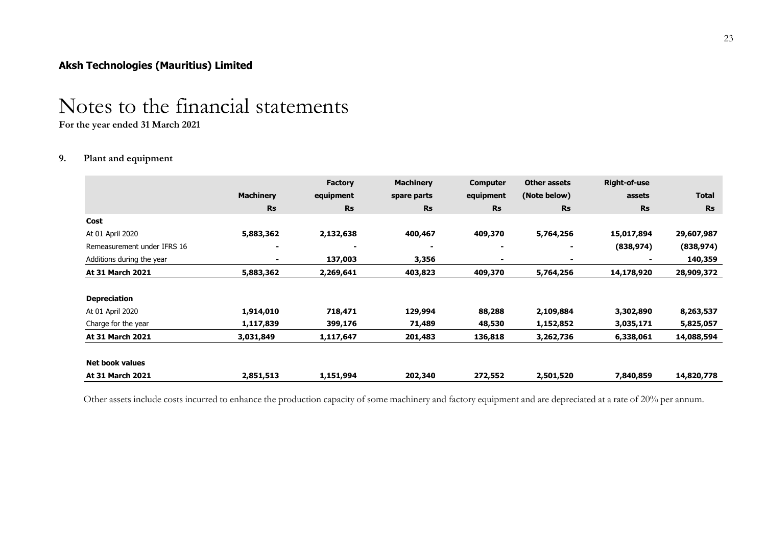**Aksh Technologies (Mauritius) Limited**

# Notes to the financial statements

**For the year ended 31 March 2021**

## 9. Plant and equipment

| | Machinery | Factory equipment | Machinery spare parts | Computer equipment | Other assets (Note below) | Right-of-use assets | Total |
|---|---|---|---|---|---|---|---|
| | Rs | Rs | Rs | Rs | Rs | Rs | Rs |
| **Cost** | | | | | | | |
| At 01 April 2020 | **5,883,362** | **2,132,638** | **400,467** | **409,370** | **5,764,256** | **15,017,894** | **29,607,987** |
| Remeasurement under IFRS 16 | **-** | **-** | **-** | **-** | **-** | **(838,974)** | **(838,974)** |
| Additions during the year | **-** | **137,003** | **3,356** | **-** | **-** | **-** | **140,359** |
| **At 31 March 2021** | **5,883,362** | **2,269,641** | **403,823** | **409,370** | **5,764,256** | **14,178,920** | **28,909,372** |
| | | | | | | | |
| **Depreciation** | | | | | | | |
| At 01 April 2020 | **1,914,010** | **718,471** | **129,994** | **88,288** | **2,109,884** | **3,302,890** | **8,263,537** |
| Charge for the year | **1,117,839** | **399,176** | **71,489** | **48,530** | **1,152,852** | **3,035,171** | **5,825,057** |
| **At 31 March 2021** | **3,031,849** | **1,117,647** | **201,483** | **136,818** | **3,262,736** | **6,338,061** | **14,088,594** |
| | | | | | | | |
| **Net book values** | | | | | | | |
| **At 31 March 2021** | **2,851,513** | **1,151,994** | **202,340** | **272,552** | **2,501,520** | **7,840,859** | **14,820,778** |

Other assets include costs incurred to enhance the production capacity of some machinery and factory equipment and are depreciated at a rate of 20% per annum.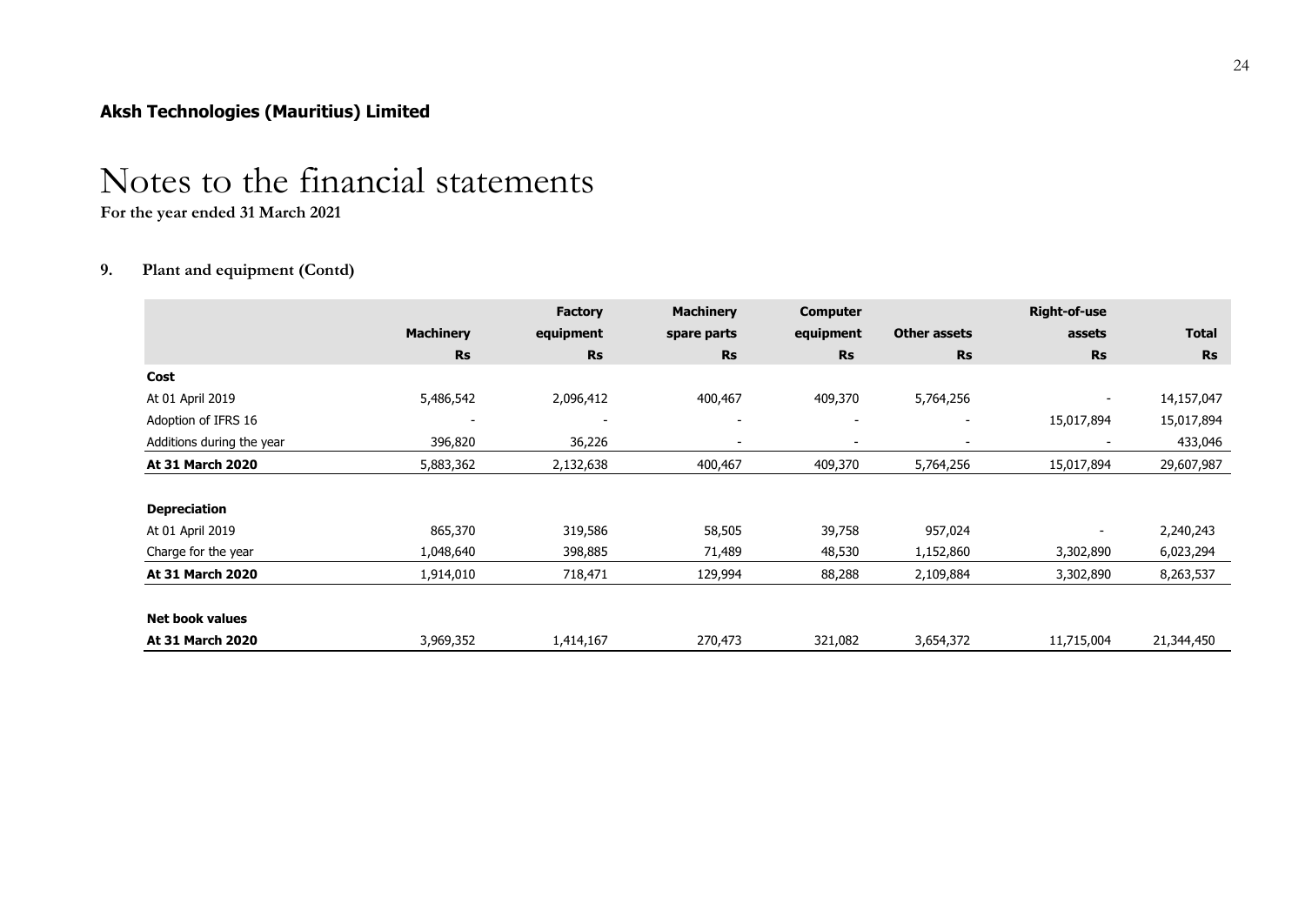**Aksh Technologies (Mauritius) Limited**

# Notes to the financial statements

**For the year ended 31 March 2021**

## 9. Plant and equipment (Contd)

| | Machinery | Factory equipment | Machinery spare parts | Computer equipment | Other assets | Right-of-use assets | Total |
|---|---|---|---|---|---|---|---|
| | Rs | Rs | Rs | Rs | Rs | Rs | Rs |
| **Cost** | | | | | | | |
| At 01 April 2019 | 5,486,542 | 2,096,412 | 400,467 | 409,370 | 5,764,256 | - | 14,157,047 |
| Adoption of IFRS 16 | - | - | - | - | - | 15,017,894 | 15,017,894 |
| Additions during the year | 396,820 | 36,226 | - | - | - | - | 433,046 |
| **At 31 March 2020** | 5,883,362 | 2,132,638 | 400,467 | 409,370 | 5,764,256 | 15,017,894 | 29,607,987 |
| | | | | | | | |
| **Depreciation** | | | | | | | |
| At 01 April 2019 | 865,370 | 319,586 | 58,505 | 39,758 | 957,024 | - | 2,240,243 |
| Charge for the year | 1,048,640 | 398,885 | 71,489 | 48,530 | 1,152,860 | 3,302,890 | 6,023,294 |
| **At 31 March 2020** | 1,914,010 | 718,471 | 129,994 | 88,288 | 2,109,884 | 3,302,890 | 8,263,537 |
| | | | | | | | |
| **Net book values** | | | | | | | |
| **At 31 March 2020** | 3,969,352 | 1,414,167 | 270,473 | 321,082 | 3,654,372 | 11,715,004 | 21,344,450 |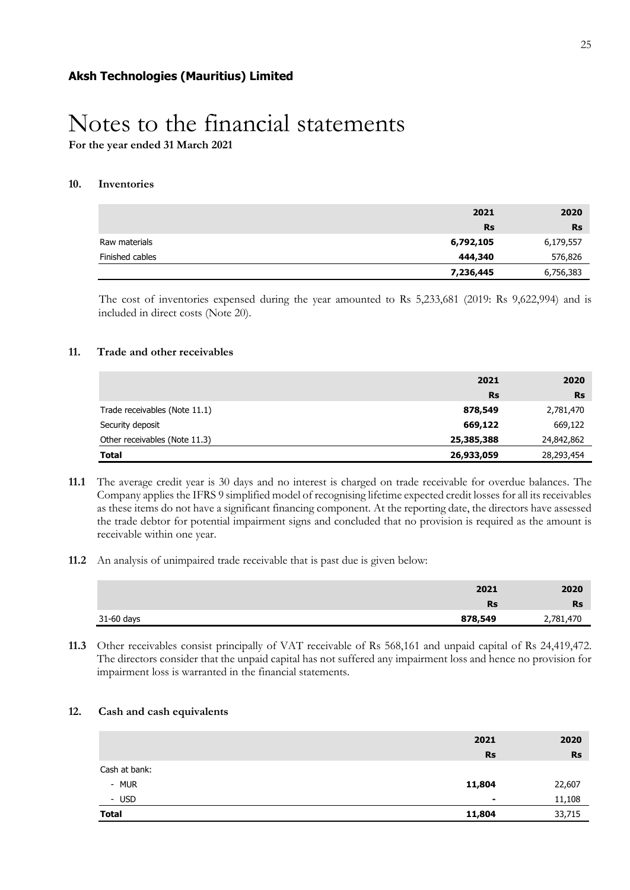**Aksh Technologies (Mauritius) Limited**

# Notes to the financial statements

**For the year ended 31 March 2021**

## 10. Inventories

| | 2021 | 2020 |
|---|---|---|
| | **Rs** | **Rs** |
| Raw materials | **6,792,105** | 6,179,557 |
| Finished cables | **444,340** | 576,826 |
| | **7,236,445** | 6,756,383 |

The cost of inventories expensed during the year amounted to Rs 5,233,681 (2019: Rs 9,622,994) and is included in direct costs (Note 20).

## 11. Trade and other receivables

| | 2021 | 2020 |
|---|---|---|
| | **Rs** | **Rs** |
| Trade receivables (Note 11.1) | **878,549** | 2,781,470 |
| Security deposit | **669,122** | 669,122 |
| Other receivables (Note 11.3) | **25,385,388** | 24,842,862 |
| **Total** | **26,933,059** | 28,293,454 |

**11.1** The average credit year is 30 days and no interest is charged on trade receivable for overdue balances. The Company applies the IFRS 9 simplified model of recognising lifetime expected credit losses for all its receivables as these items do not have a significant financing component. At the reporting date, the directors have assessed the trade debtor for potential impairment signs and concluded that no provision is required as the amount is receivable within one year.

**11.2** An analysis of unimpaired trade receivable that is past due is given below:

| | 2021 | 2020 |
|---|---|---|
| | **Rs** | **Rs** |
| 31-60 days | **878,549** | 2,781,470 |

**11.3** Other receivables consist principally of VAT receivable of Rs 568,161 and unpaid capital of Rs 24,419,472. The directors consider that the unpaid capital has not suffered any impairment loss and hence no provision for impairment loss is warranted in the financial statements.

## 12. Cash and cash equivalents

| | 2021 | 2020 |
|---|---|---|
| | **Rs** | **Rs** |
| Cash at bank: | | |
| - MUR | **11,804** | 22,607 |
| - USD | **-** | 11,108 |
| **Total** | **11,804** | 33,715 |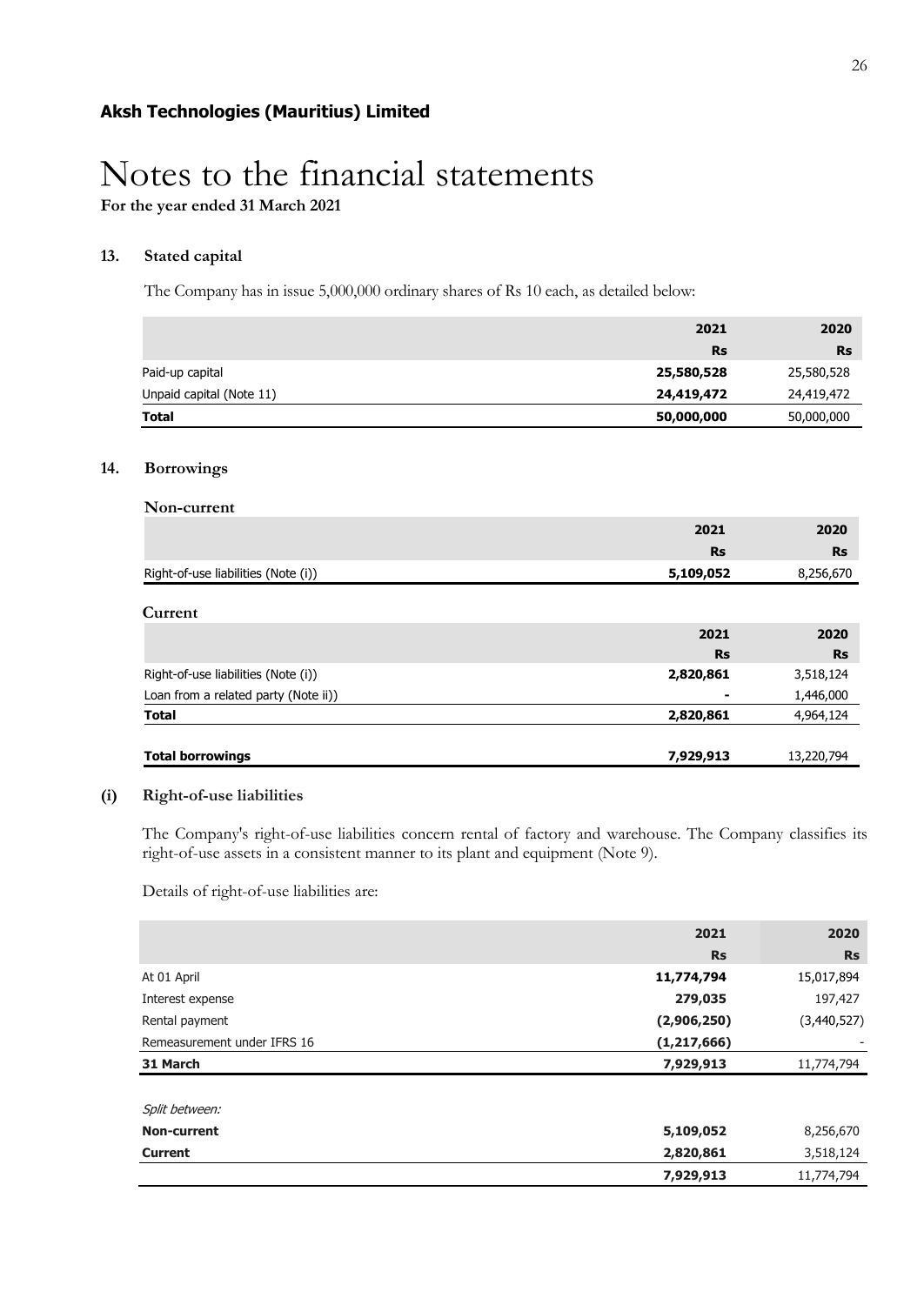**Aksh Technologies (Mauritius) Limited**

# Notes to the financial statements

**For the year ended 31 March 2021**

## 13. Stated capital

The Company has in issue 5,000,000 ordinary shares of Rs 10 each, as detailed below:

| | 2021 | 2020 |
|---|---|---|
| | **Rs** | **Rs** |
| Paid-up capital | **25,580,528** | 25,580,528 |
| Unpaid capital (Note 11) | **24,419,472** | 24,419,472 |
| **Total** | **50,000,000** | 50,000,000 |

## 14. Borrowings

**Non-current**

| | 2021 | 2020 |
|---|---|---|
| | **Rs** | **Rs** |
| Right-of-use liabilities (Note (i)) | **5,109,052** | 8,256,670 |

**Current**

| | 2021 | 2020 |
|---|---|---|
| | **Rs** | **Rs** |
| Right-of-use liabilities (Note (i)) | **2,820,861** | 3,518,124 |
| Loan from a related party (Note ii)) | **-** | 1,446,000 |
| **Total** | **2,820,861** | 4,964,124 |
| | | |
| **Total borrowings** | **7,929,913** | 13,220,794 |

### (i) Right-of-use liabilities

The Company's right-of-use liabilities concern rental of factory and warehouse. The Company classifies its right-of-use assets in a consistent manner to its plant and equipment (Note 9).

Details of right-of-use liabilities are:

| | 2021 | 2020 |
|---|---|---|
| | **Rs** | **Rs** |
| At 01 April | **11,774,794** | 15,017,894 |
| Interest expense | **279,035** | 197,427 |
| Rental payment | **(2,906,250)** | (3,440,527) |
| Remeasurement under IFRS 16 | **(1,217,666)** | - |
| **31 March** | **7,929,913** | 11,774,794 |
| | | |
| *Split between:* | | |
| **Non-current** | **5,109,052** | 8,256,670 |
| **Current** | **2,820,861** | 3,518,124 |
| | **7,929,913** | 11,774,794 |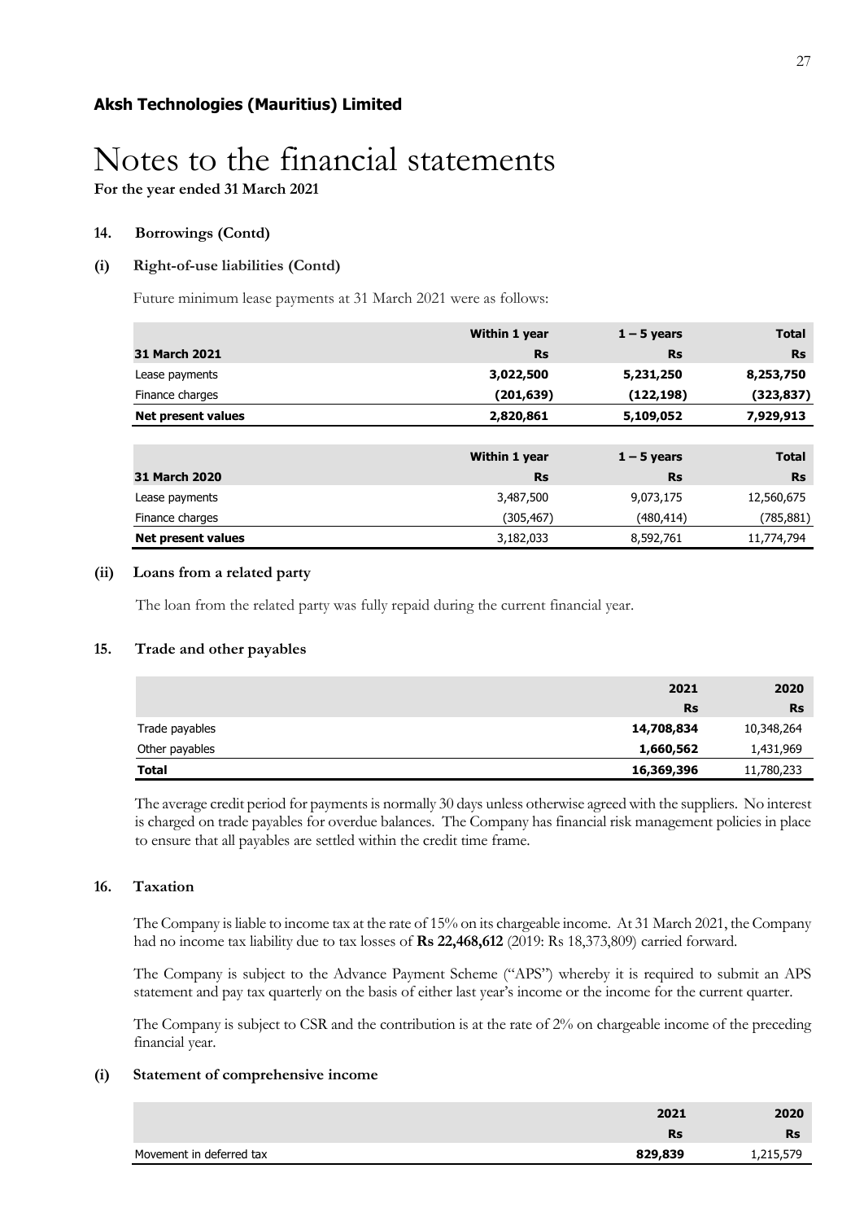**Aksh Technologies (Mauritius) Limited**

# Notes to the financial statements

**For the year ended 31 March 2021**

### 14. Borrowings (Contd)

### (i) Right-of-use liabilities (Contd)

Future minimum lease payments at 31 March 2021 were as follows:

| 31 March 2021 | Within 1 year<br>Rs | 1 – 5 years<br>Rs | Total<br>Rs |
|---|---|---|---|
| Lease payments | **3,022,500** | **5,231,250** | **8,253,750** |
| Finance charges | **(201,639)** | **(122,198)** | **(323,837)** |
| **Net present values** | **2,820,861** | **5,109,052** | **7,929,913** |

| 31 March 2020 | Within 1 year<br>Rs | 1 – 5 years<br>Rs | Total<br>Rs |
|---|---|---|---|
| Lease payments | 3,487,500 | 9,073,175 | 12,560,675 |
| Finance charges | (305,467) | (480,414) | (785,881) |
| **Net present values** | 3,182,033 | 8,592,761 | 11,774,794 |

### (ii) Loans from a related party

The loan from the related party was fully repaid during the current financial year.

### 15. Trade and other payables

| | 2021<br>Rs | 2020<br>Rs |
|---|---|---|
| Trade payables | **14,708,834** | 10,348,264 |
| Other payables | **1,660,562** | 1,431,969 |
| **Total** | **16,369,396** | 11,780,233 |

The average credit period for payments is normally 30 days unless otherwise agreed with the suppliers. No interest is charged on trade payables for overdue balances. The Company has financial risk management policies in place to ensure that all payables are settled within the credit time frame.

### 16. Taxation

The Company is liable to income tax at the rate of 15% on its chargeable income. At 31 March 2021, the Company had no income tax liability due to tax losses of **Rs 22,468,612** (2019: Rs 18,373,809) carried forward.

The Company is subject to the Advance Payment Scheme ("APS") whereby it is required to submit an APS statement and pay tax quarterly on the basis of either last year's income or the income for the current quarter.

The Company is subject to CSR and the contribution is at the rate of 2% on chargeable income of the preceding financial year.

### (i) Statement of comprehensive income

| | 2021<br>Rs | 2020<br>Rs |
|---|---|---|
| Movement in deferred tax | **829,839** | 1,215,579 |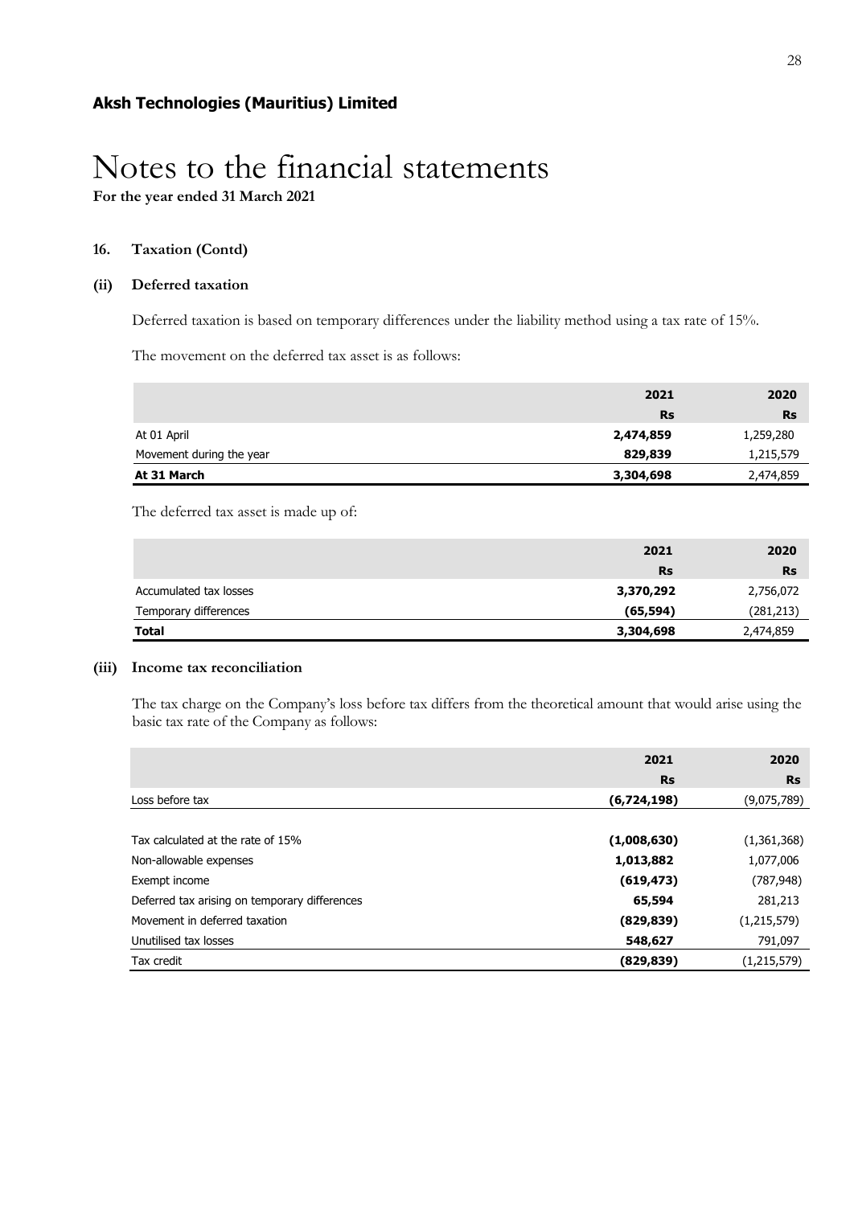**Aksh Technologies (Mauritius) Limited**

# Notes to the financial statements

**For the year ended 31 March 2021**

## 16. Taxation (Contd)

### (ii) Deferred taxation

Deferred taxation is based on temporary differences under the liability method using a tax rate of 15%.

The movement on the deferred tax asset is as follows:

| | 2021 | 2020 |
|---|---|---|
| | Rs | Rs |
| At 01 April | **2,474,859** | 1,259,280 |
| Movement during the year | **829,839** | 1,215,579 |
| **At 31 March** | **3,304,698** | 2,474,859 |

The deferred tax asset is made up of:

| | 2021 | 2020 |
|---|---|---|
| | Rs | Rs |
| Accumulated tax losses | **3,370,292** | 2,756,072 |
| Temporary differences | **(65,594)** | (281,213) |
| **Total** | **3,304,698** | 2,474,859 |

### (iii) Income tax reconciliation

The tax charge on the Company's loss before tax differs from the theoretical amount that would arise using the basic tax rate of the Company as follows:

| | 2021 | 2020 |
|---|---|---|
| | Rs | Rs |
| Loss before tax | **(6,724,198)** | (9,075,789) |
| | | |
| Tax calculated at the rate of 15% | **(1,008,630)** | (1,361,368) |
| Non-allowable expenses | **1,013,882** | 1,077,006 |
| Exempt income | **(619,473)** | (787,948) |
| Deferred tax arising on temporary differences | **65,594** | 281,213 |
| Movement in deferred taxation | **(829,839)** | (1,215,579) |
| Unutilised tax losses | **548,627** | 791,097 |
| Tax credit | **(829,839)** | (1,215,579) |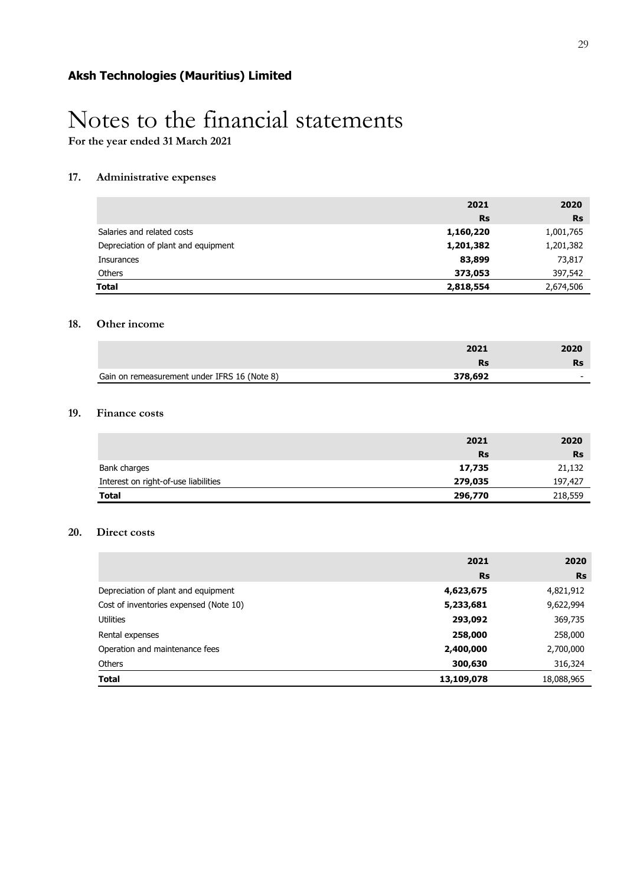**Aksh Technologies (Mauritius) Limited**

# Notes to the financial statements

**For the year ended 31 March 2021**

## 17. Administrative expenses

| | 2021 | 2020 |
|---|---|---|
| | Rs | Rs |
| Salaries and related costs | **1,160,220** | 1,001,765 |
| Depreciation of plant and equipment | **1,201,382** | 1,201,382 |
| Insurances | **83,899** | 73,817 |
| Others | **373,053** | 397,542 |
| **Total** | **2,818,554** | 2,674,506 |

## 18. Other income

| | 2021 | 2020 |
|---|---|---|
| | Rs | Rs |
| Gain on remeasurement under IFRS 16 (Note 8) | **378,692** | - |

## 19. Finance costs

| | 2021 | 2020 |
|---|---|---|
| | Rs | Rs |
| Bank charges | **17,735** | 21,132 |
| Interest on right-of-use liabilities | **279,035** | 197,427 |
| **Total** | **296,770** | 218,559 |

## 20. Direct costs

| | 2021 | 2020 |
|---|---|---|
| | Rs | Rs |
| Depreciation of plant and equipment | **4,623,675** | 4,821,912 |
| Cost of inventories expensed (Note 10) | **5,233,681** | 9,622,994 |
| Utilities | **293,092** | 369,735 |
| Rental expenses | **258,000** | 258,000 |
| Operation and maintenance fees | **2,400,000** | 2,700,000 |
| Others | **300,630** | 316,324 |
| **Total** | **13,109,078** | 18,088,965 |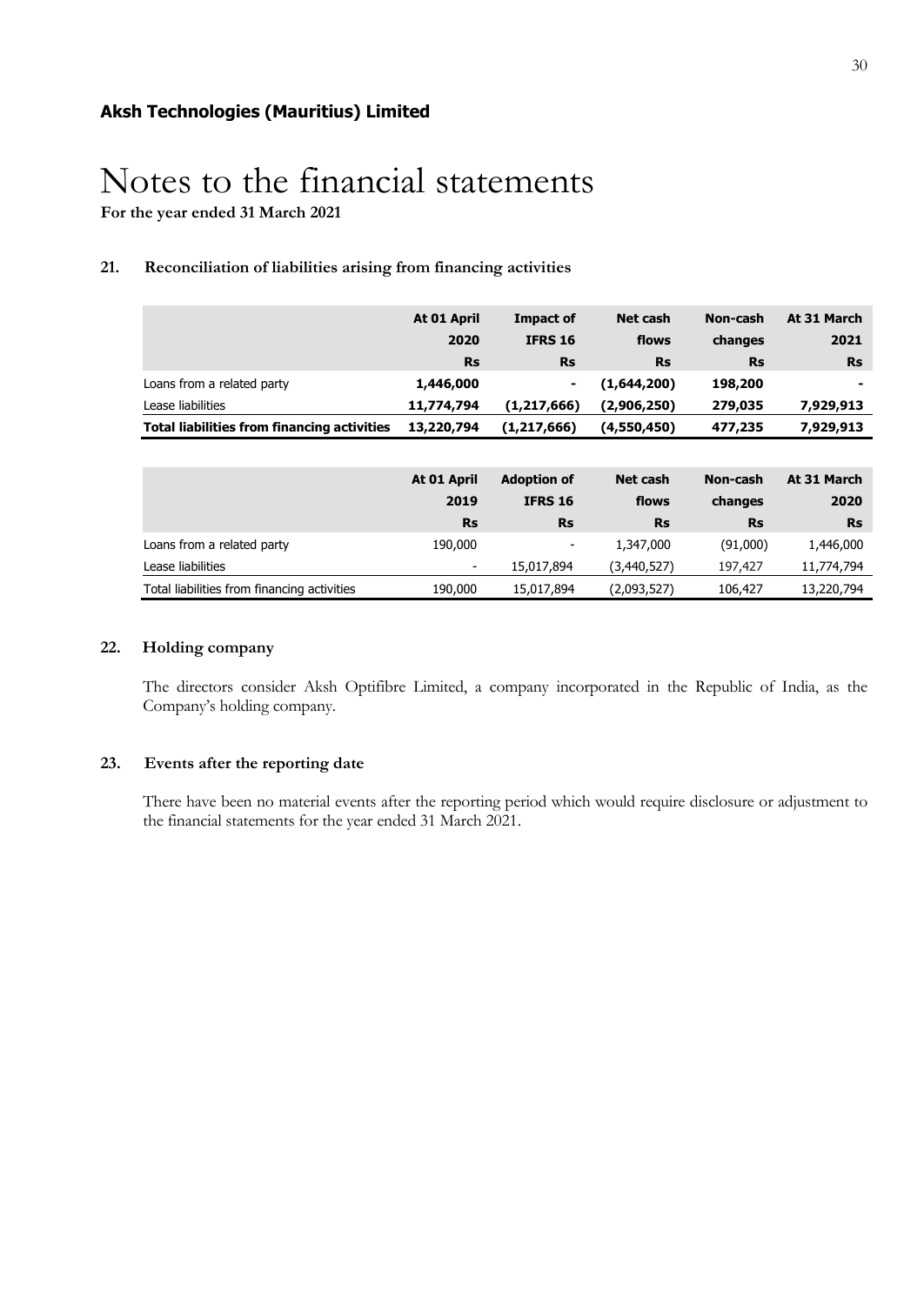**Aksh Technologies (Mauritius) Limited**

# Notes to the financial statements

**For the year ended 31 March 2021**

## 21. Reconciliation of liabilities arising from financing activities

| | At 01 April 2020 | Impact of IFRS 16 | Net cash flows | Non-cash changes | At 31 March 2021 |
|---|---|---|---|---|---|
| | Rs | Rs | Rs | Rs | Rs |
| Loans from a related party | **1,446,000** | **-** | **(1,644,200)** | **198,200** | **-** |
| Lease liabilities | **11,774,794** | **(1,217,666)** | **(2,906,250)** | **279,035** | **7,929,913** |
| **Total liabilities from financing activities** | **13,220,794** | **(1,217,666)** | **(4,550,450)** | **477,235** | **7,929,913** |

| | At 01 April 2019 | Adoption of IFRS 16 | Net cash flows | Non-cash changes | At 31 March 2020 |
|---|---|---|---|---|---|
| | Rs | Rs | Rs | Rs | Rs |
| Loans from a related party | 190,000 | - | 1,347,000 | (91,000) | 1,446,000 |
| Lease liabilities | - | 15,017,894 | (3,440,527) | 197,427 | 11,774,794 |
| Total liabilities from financing activities | 190,000 | 15,017,894 | (2,093,527) | 106,427 | 13,220,794 |

## 22. Holding company

The directors consider Aksh Optifibre Limited, a company incorporated in the Republic of India, as the Company's holding company.

## 23. Events after the reporting date

There have been no material events after the reporting period which would require disclosure or adjustment to the financial statements for the year ended 31 March 2021.